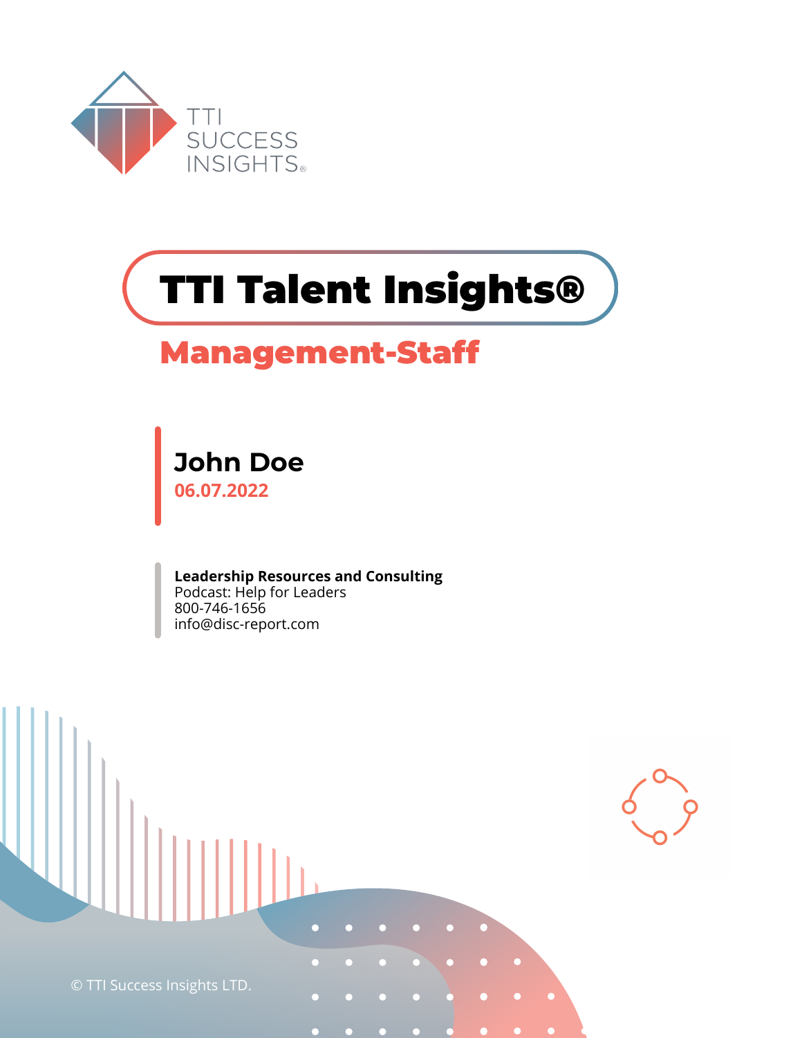TTI SUCCESS INSIGHTS®

# TTI Talent Insights®

## Management-Staff

**John Doe**
06.07.2022

**Leadership Resources and Consulting**
Podcast: Help for Leaders
800-746-1656
info@disc-report.com

© TTI Success Insights LTD.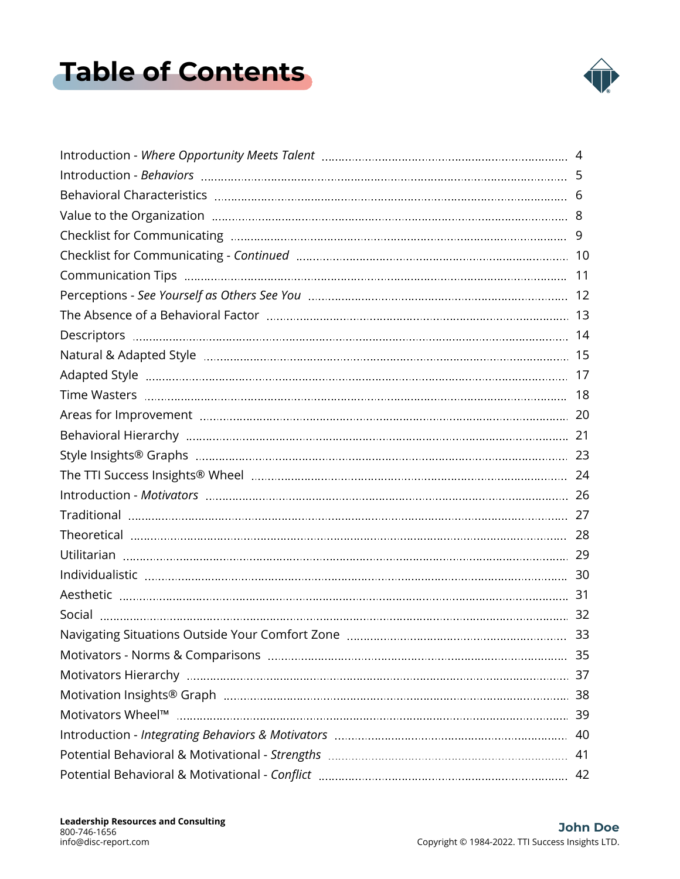# Table of Contents

| Section | Page |
| --- | --- |
| Introduction - *Where Opportunity Meets Talent* | 4 |
| Introduction - *Behaviors* | 5 |
| Behavioral Characteristics | 6 |
| Value to the Organization | 8 |
| Checklist for Communicating | 9 |
| Checklist for Communicating - *Continued* | 10 |
| Communication Tips | 11 |
| Perceptions - *See Yourself as Others See You* | 12 |
| The Absence of a Behavioral Factor | 13 |
| Descriptors | 14 |
| Natural & Adapted Style | 15 |
| Adapted Style | 17 |
| Time Wasters | 18 |
| Areas for Improvement | 20 |
| Behavioral Hierarchy | 21 |
| Style Insights® Graphs | 23 |
| The TTI Success Insights® Wheel | 24 |
| Introduction - *Motivators* | 26 |
| Traditional | 27 |
| Theoretical | 28 |
| Utilitarian | 29 |
| Individualistic | 30 |
| Aesthetic | 31 |
| Social | 32 |
| Navigating Situations Outside Your Comfort Zone | 33 |
| Motivators - Norms & Comparisons | 35 |
| Motivators Hierarchy | 37 |
| Motivation Insights® Graph | 38 |
| Motivators Wheel™ | 39 |
| Introduction - *Integrating Behaviors & Motivators* | 40 |
| Potential Behavioral & Motivational - *Strengths* | 41 |
| Potential Behavioral & Motivational - *Conflict* | 42 |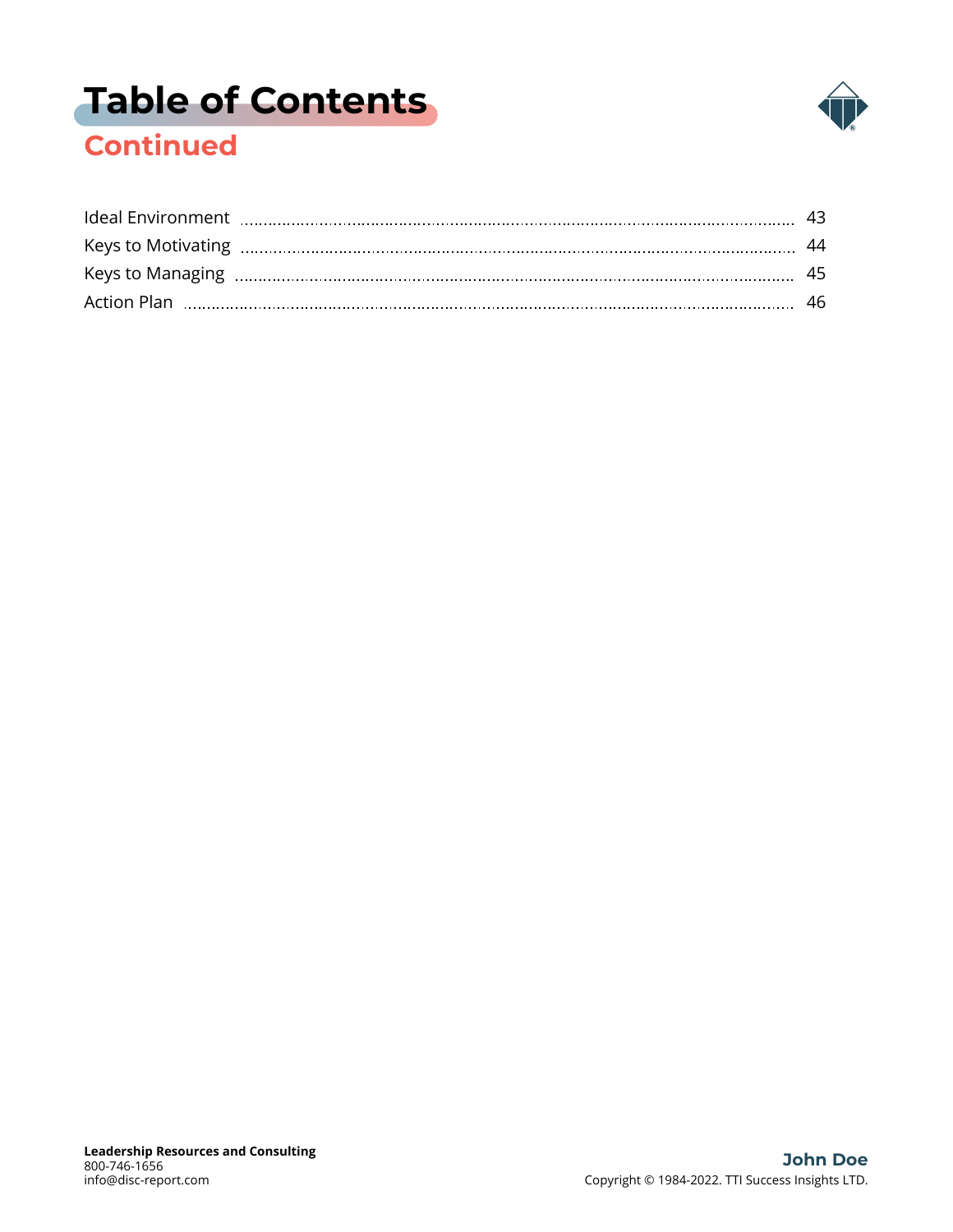# Table of Contents

## Continued

| | |
|---|---|
| Ideal Environment | 43 |
| Keys to Motivating | 44 |
| Keys to Managing | 45 |
| Action Plan | 46 |

**Leadership Resources and Consulting**
800-746-1656
info@disc-report.com

**John Doe**
Copyright © 1984-2022. TTI Success Insights LTD.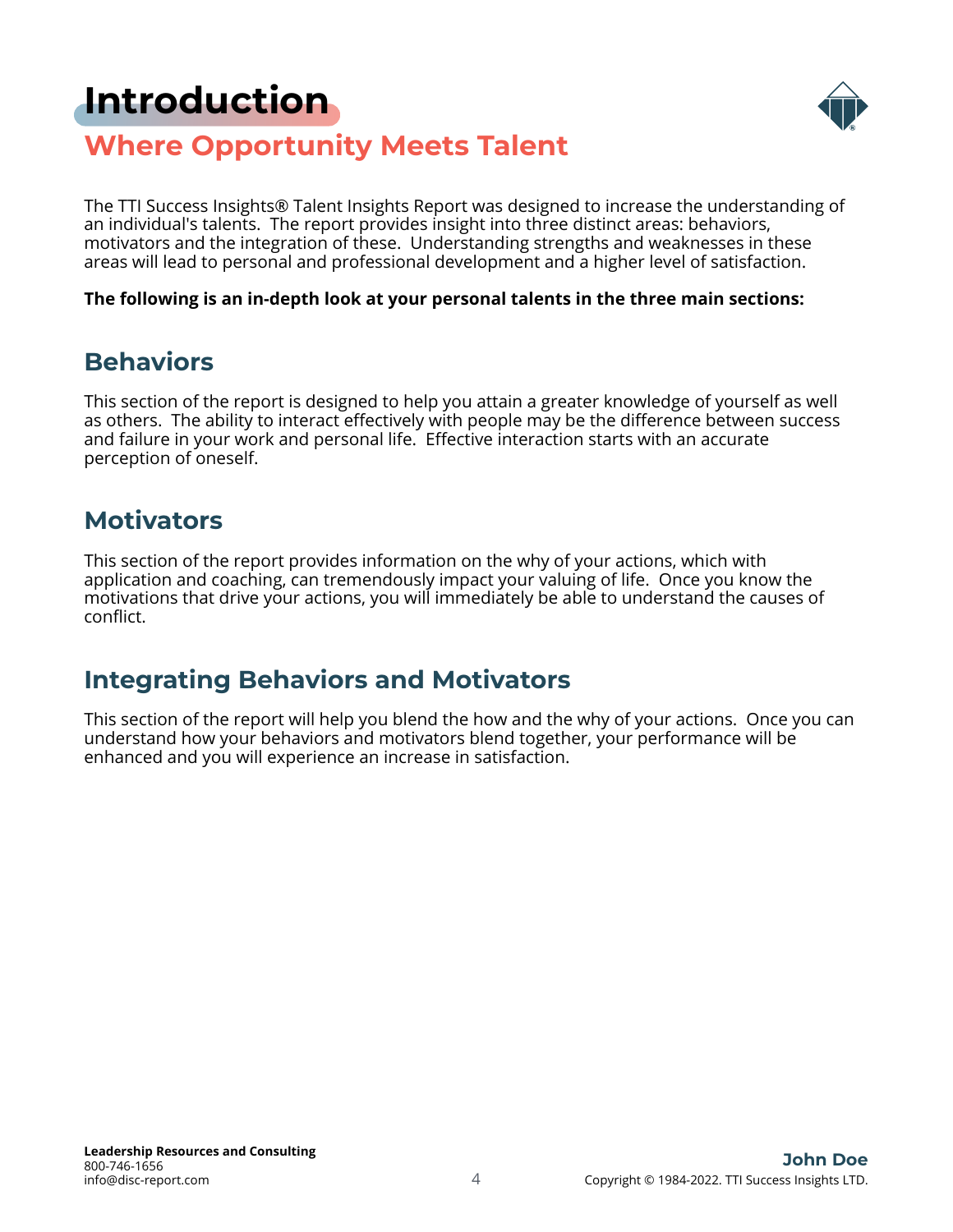# Introduction

## Where Opportunity Meets Talent

The TTI Success Insights® Talent Insights Report was designed to increase the understanding of an individual's talents. The report provides insight into three distinct areas: behaviors, motivators and the integration of these. Understanding strengths and weaknesses in these areas will lead to personal and professional development and a higher level of satisfaction.

**The following is an in-depth look at your personal talents in the three main sections:**

## Behaviors

This section of the report is designed to help you attain a greater knowledge of yourself as well as others. The ability to interact effectively with people may be the difference between success and failure in your work and personal life. Effective interaction starts with an accurate perception of oneself.

## Motivators

This section of the report provides information on the why of your actions, which with application and coaching, can tremendously impact your valuing of life. Once you know the motivations that drive your actions, you will immediately be able to understand the causes of conflict.

## Integrating Behaviors and Motivators

This section of the report will help you blend the how and the why of your actions. Once you can understand how your behaviors and motivators blend together, your performance will be enhanced and you will experience an increase in satisfaction.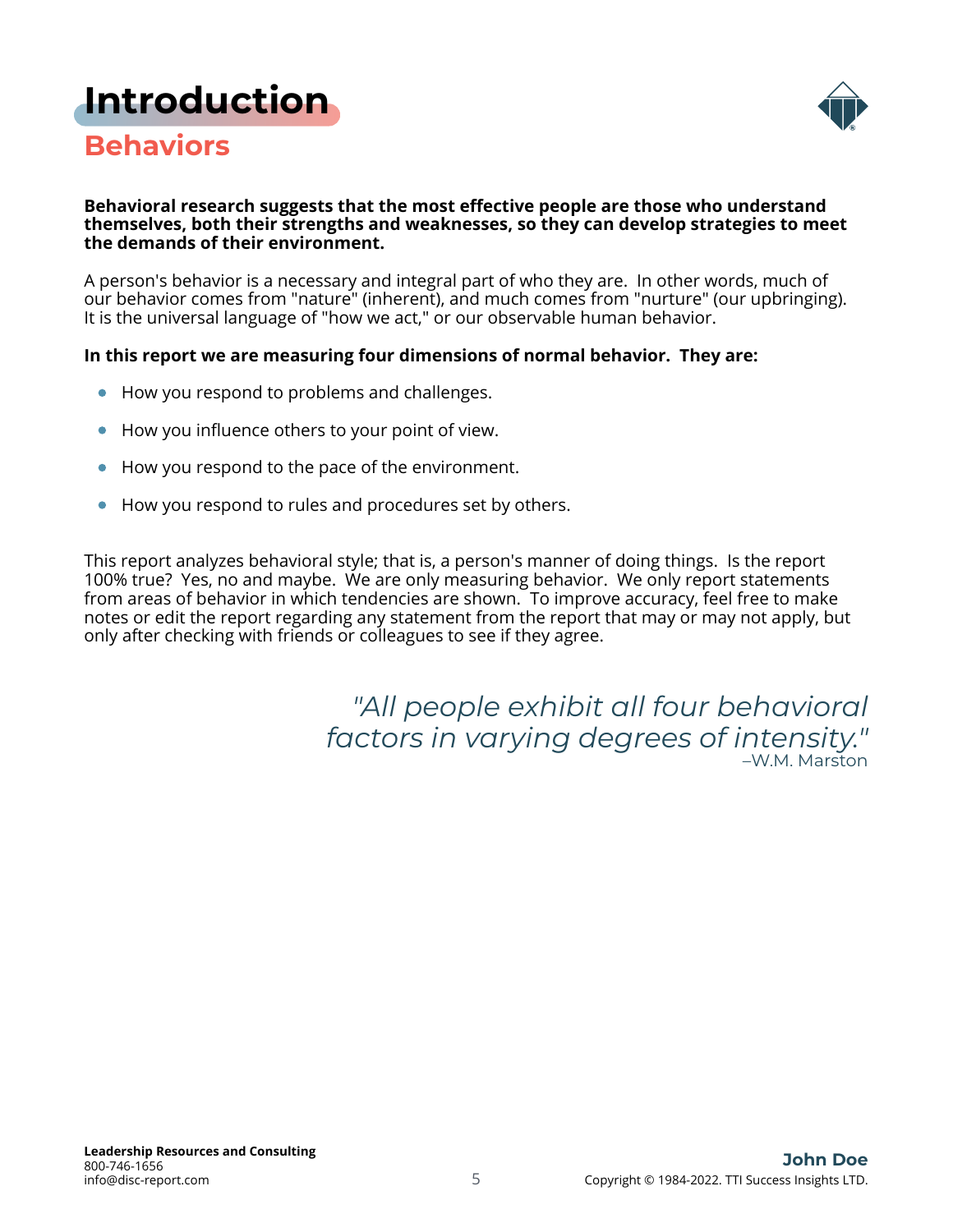# Introduction

## Behaviors

**Behavioral research suggests that the most effective people are those who understand themselves, both their strengths and weaknesses, so they can develop strategies to meet the demands of their environment.**

A person's behavior is a necessary and integral part of who they are. In other words, much of our behavior comes from "nature" (inherent), and much comes from "nurture" (our upbringing). It is the universal language of "how we act," or our observable human behavior.

**In this report we are measuring four dimensions of normal behavior. They are:**

- How you respond to problems and challenges.
- How you influence others to your point of view.
- How you respond to the pace of the environment.
- How you respond to rules and procedures set by others.

This report analyzes behavioral style; that is, a person's manner of doing things. Is the report 100% true? Yes, no and maybe. We are only measuring behavior. We only report statements from areas of behavior in which tendencies are shown. To improve accuracy, feel free to make notes or edit the report regarding any statement from the report that may or may not apply, but only after checking with friends or colleagues to see if they agree.

*"All people exhibit all four behavioral factors in varying degrees of intensity."*
–W.M. Marston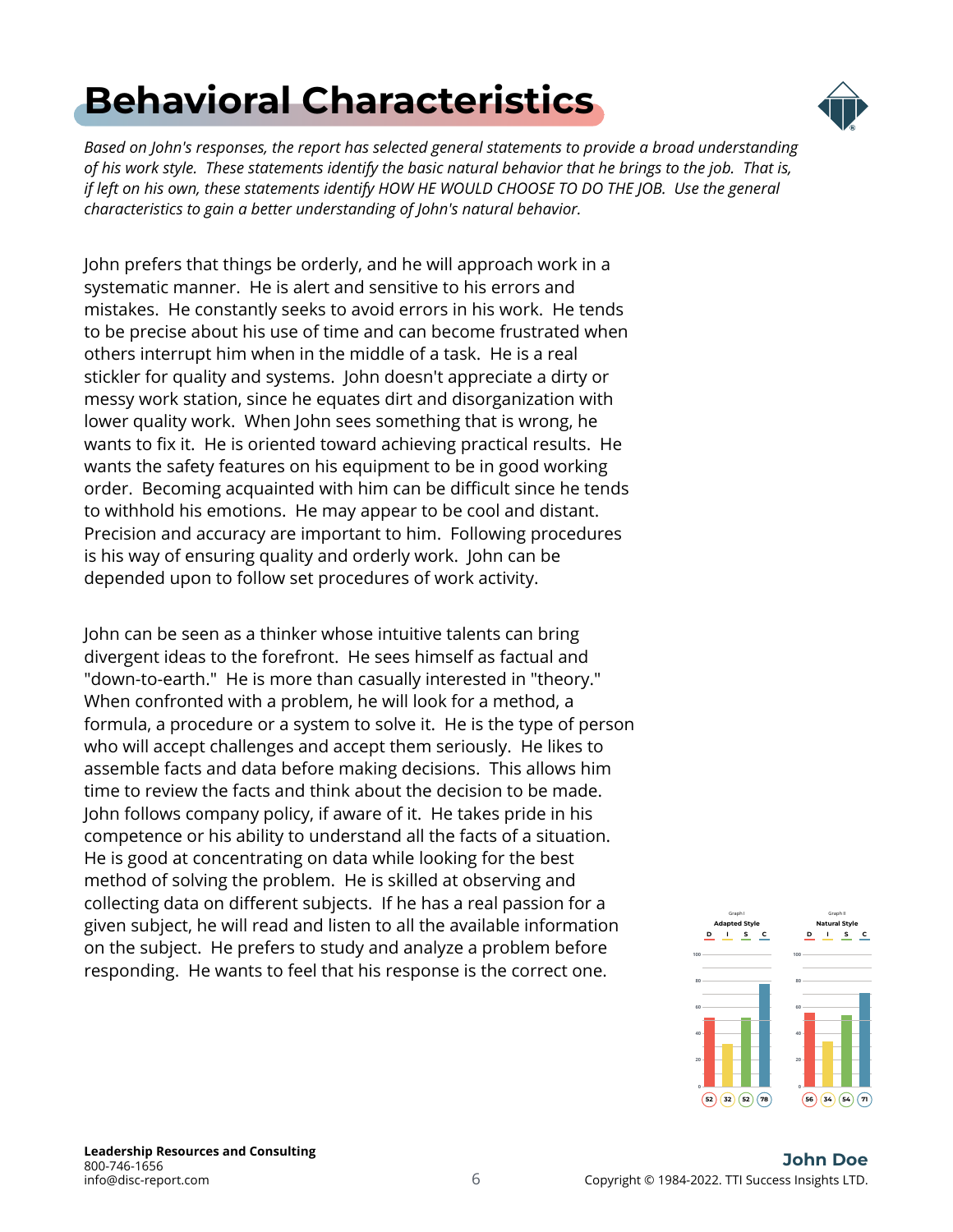# Behavioral Characteristics

*Based on John's responses, the report has selected general statements to provide a broad understanding of his work style. These statements identify the basic natural behavior that he brings to the job. That is, if left on his own, these statements identify HOW HE WOULD CHOOSE TO DO THE JOB. Use the general characteristics to gain a better understanding of John's natural behavior.*

John prefers that things be orderly, and he will approach work in a systematic manner. He is alert and sensitive to his errors and mistakes. He constantly seeks to avoid errors in his work. He tends to be precise about his use of time and can become frustrated when others interrupt him when in the middle of a task. He is a real stickler for quality and systems. John doesn't appreciate a dirty or messy work station, since he equates dirt and disorganization with lower quality work. When John sees something that is wrong, he wants to fix it. He is oriented toward achieving practical results. He wants the safety features on his equipment to be in good working order. Becoming acquainted with him can be difficult since he tends to withhold his emotions. He may appear to be cool and distant. Precision and accuracy are important to him. Following procedures is his way of ensuring quality and orderly work. John can be depended upon to follow set procedures of work activity.

John can be seen as a thinker whose intuitive talents can bring divergent ideas to the forefront. He sees himself as factual and "down-to-earth." He is more than casually interested in "theory." When confronted with a problem, he will look for a method, a formula, a procedure or a system to solve it. He is the type of person who will accept challenges and accept them seriously. He likes to assemble facts and data before making decisions. This allows him time to review the facts and think about the decision to be made. John follows company policy, if aware of it. He takes pride in his competence or his ability to understand all the facts of a situation. He is good at concentrating on data while looking for the best method of solving the problem. He is skilled at observing and collecting data on different subjects. If he has a real passion for a given subject, he will read and listen to all the available information on the subject. He prefers to study and analyze a problem before responding. He wants to feel that his response is the correct one.

| Graph I – Adapted Style | D | I | S | C |
|---|---|---|---|---|
| Score | 52 | 32 | 52 | 78 |

| Graph II – Natural Style | D | I | S | C |
|---|---|---|---|---|
| Score | 56 | 34 | 54 | 71 |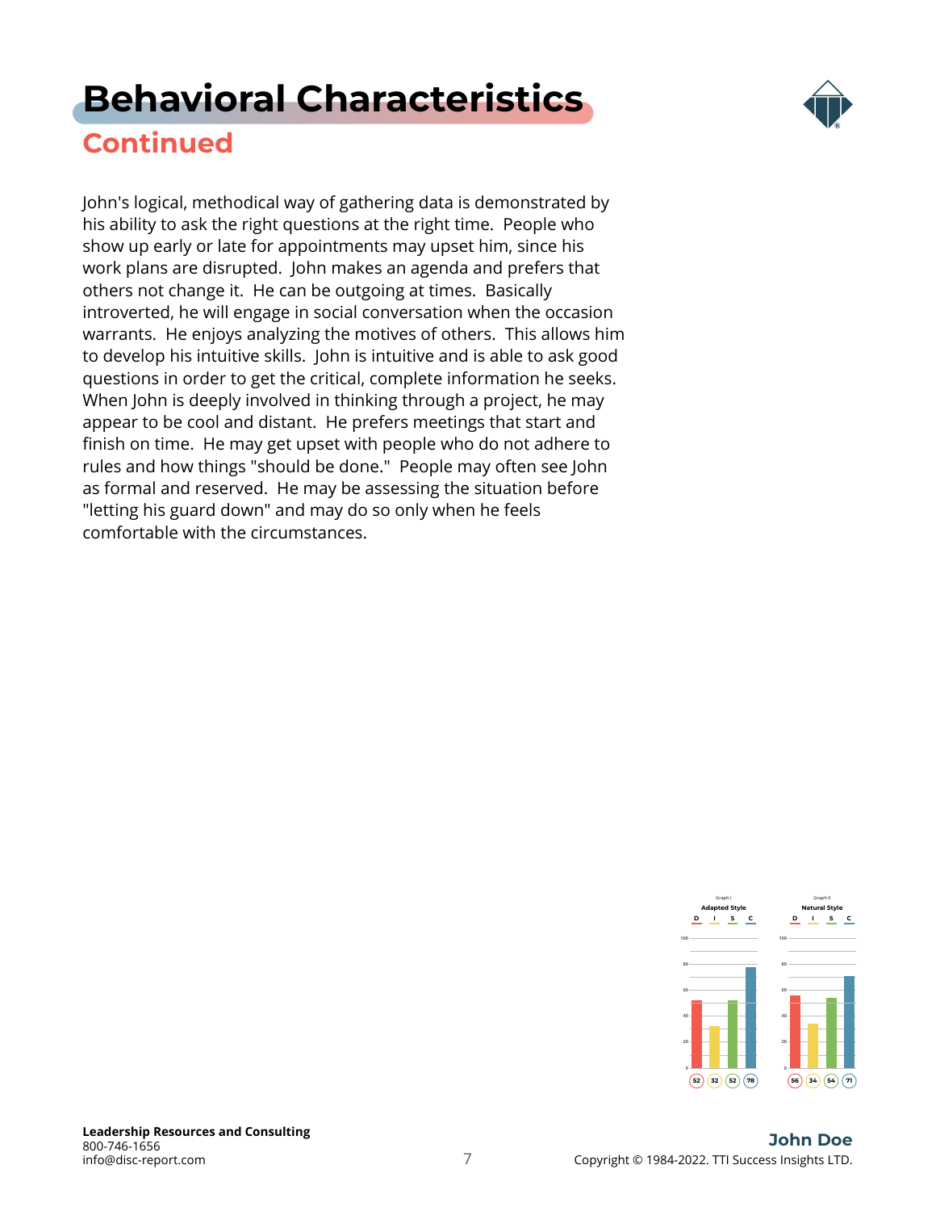# Behavioral Characteristics

## Continued

John's logical, methodical way of gathering data is demonstrated by his ability to ask the right questions at the right time. People who show up early or late for appointments may upset him, since his work plans are disrupted. John makes an agenda and prefers that others not change it. He can be outgoing at times. Basically introverted, he will engage in social conversation when the occasion warrants. He enjoys analyzing the motives of others. This allows him to develop his intuitive skills. John is intuitive and is able to ask good questions in order to get the critical, complete information he seeks. When John is deeply involved in thinking through a project, he may appear to be cool and distant. He prefers meetings that start and finish on time. He may get upset with people who do not adhere to rules and how things "should be done." People may often see John as formal and reserved. He may be assessing the situation before "letting his guard down" and may do so only when he feels comfortable with the circumstances.

| Graph I: Adapted Style | | Graph II: Natural Style | |
|---|---|---|---|
| D | 52 | D | 56 |
| I | 32 | I | 34 |
| S | 52 | S | 54 |
| C | 78 | C | 71 |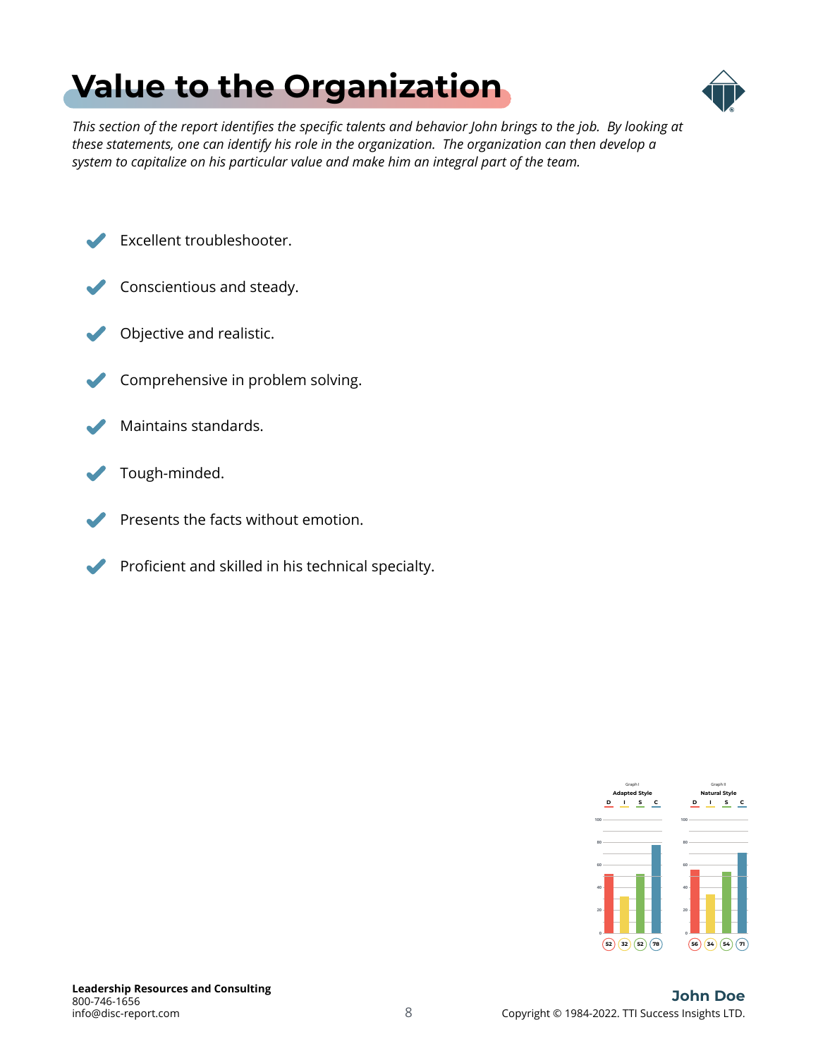# Value to the Organization

*This section of the report identifies the specific talents and behavior John brings to the job. By looking at these statements, one can identify his role in the organization. The organization can then develop a system to capitalize on his particular value and make him an integral part of the team.*

- Excellent troubleshooter.
- Conscientious and steady.
- Objective and realistic.
- Comprehensive in problem solving.
- Maintains standards.
- Tough-minded.
- Presents the facts without emotion.
- Proficient and skilled in his technical specialty.

| Graph I – Adapted Style | D | I | S | C |
| --- | --- | --- | --- | --- |
| Score | 52 | 32 | 52 | 78 |

| Graph II – Natural Style | D | I | S | C |
| --- | --- | --- | --- | --- |
| Score | 56 | 34 | 54 | 71 |

**Leadership Resources and Consulting**
800-746-1656
info@disc-report.com

**John Doe**
Copyright © 1984-2022. TTI Success Insights LTD.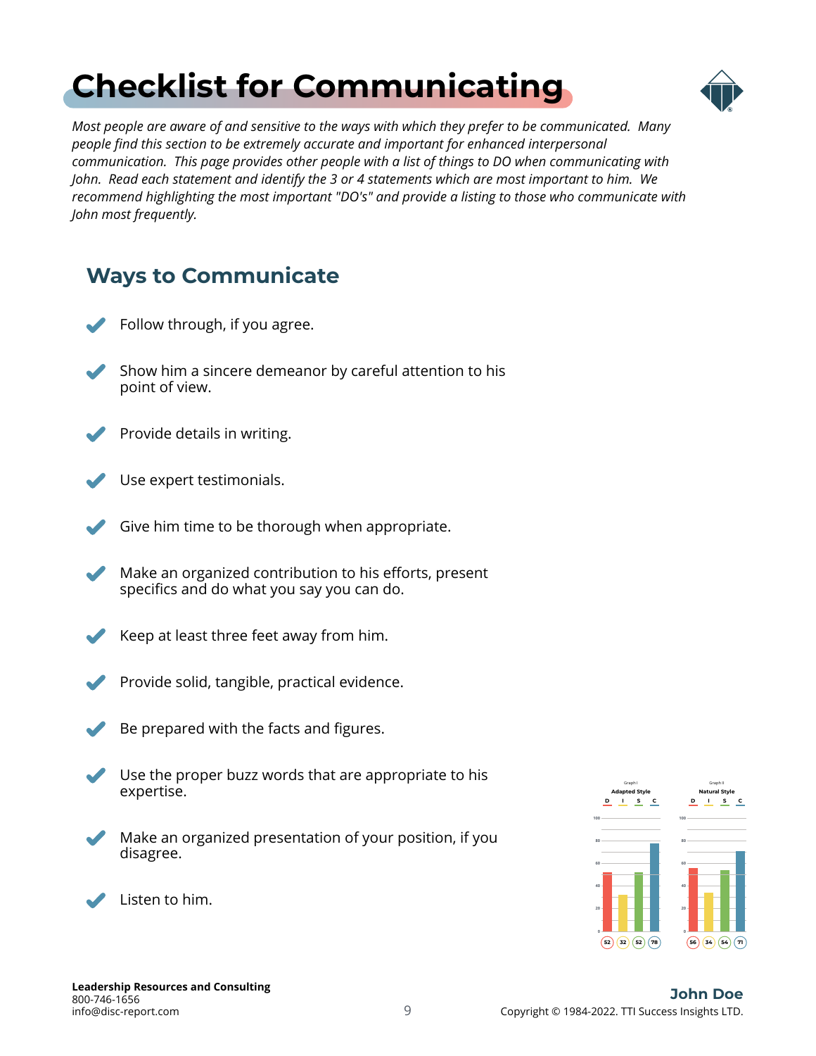# Checklist for Communicating

*Most people are aware of and sensitive to the ways with which they prefer to be communicated. Many people find this section to be extremely accurate and important for enhanced interpersonal communication. This page provides other people with a list of things to DO when communicating with John. Read each statement and identify the 3 or 4 statements which are most important to him. We recommend highlighting the most important "DO's" and provide a listing to those who communicate with John most frequently.*

## Ways to Communicate

- Follow through, if you agree.
- Show him a sincere demeanor by careful attention to his point of view.
- Provide details in writing.
- Use expert testimonials.
- Give him time to be thorough when appropriate.
- Make an organized contribution to his efforts, present specifics and do what you say you can do.
- Keep at least three feet away from him.
- Provide solid, tangible, practical evidence.
- Be prepared with the facts and figures.
- Use the proper buzz words that are appropriate to his expertise.
- Make an organized presentation of your position, if you disagree.
- Listen to him.

| | D | I | S | C |
|---|---|---|---|---|
| Graph I – Adapted Style | 52 | 32 | 52 | 78 |
| Graph II – Natural Style | 56 | 34 | 54 | 71 |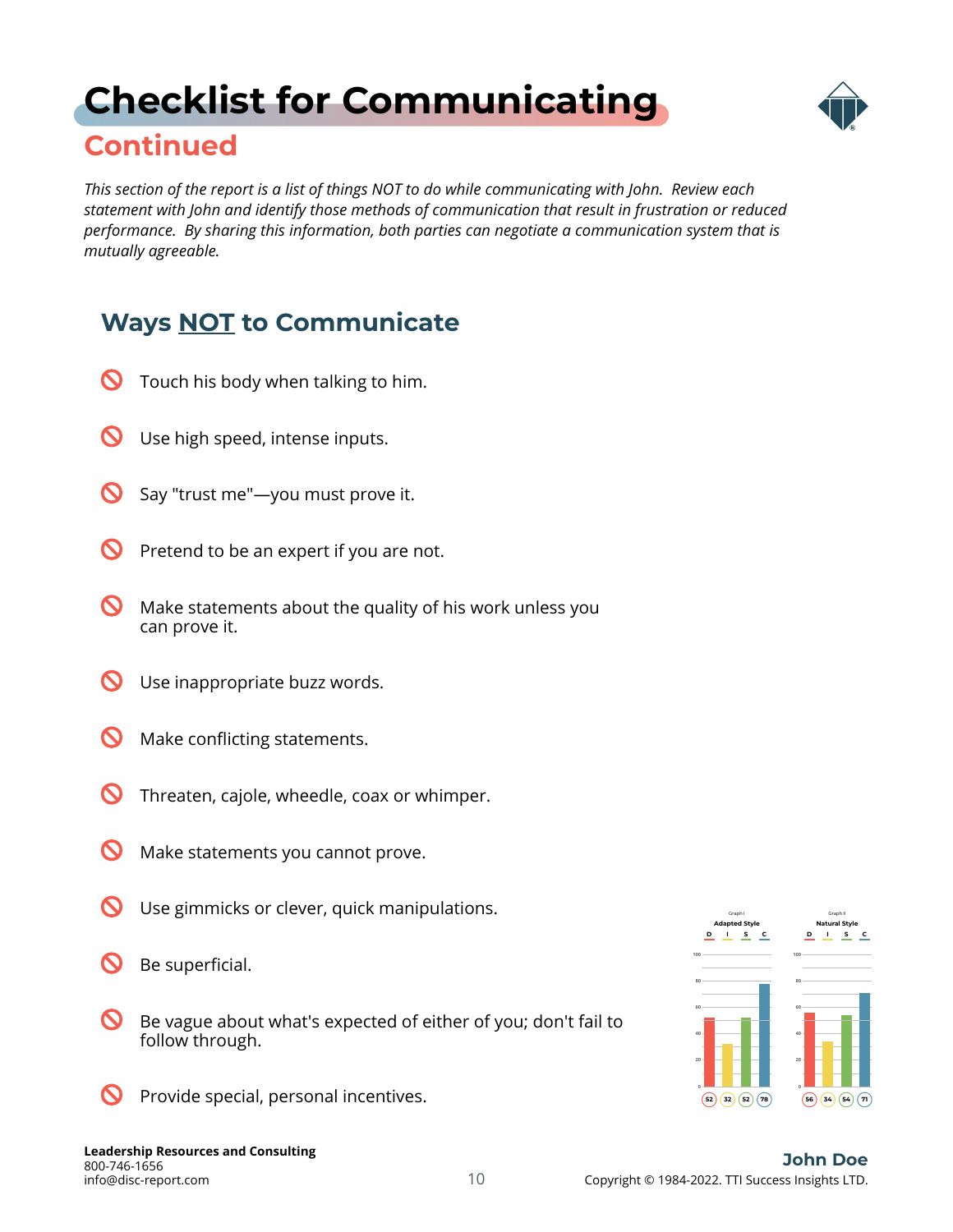# Checklist for Communicating

## Continued

*This section of the report is a list of things NOT to do while communicating with John. Review each statement with John and identify those methods of communication that result in frustration or reduced performance. By sharing this information, both parties can negotiate a communication system that is mutually agreeable.*

### Ways NOT to Communicate

- Touch his body when talking to him.
- Use high speed, intense inputs.
- Say "trust me"—you must prove it.
- Pretend to be an expert if you are not.
- Make statements about the quality of his work unless you can prove it.
- Use inappropriate buzz words.
- Make conflicting statements.
- Threaten, cajole, wheedle, coax or whimper.
- Make statements you cannot prove.
- Use gimmicks or clever, quick manipulations.
- Be superficial.
- Be vague about what's expected of either of you; don't fail to follow through.
- Provide special, personal incentives.

| | D | I | S | C |
|---|---|---|---|---|
| Graph I – Adapted Style | 52 | 32 | 52 | 78 |
| Graph II – Natural Style | 56 | 34 | 54 | 71 |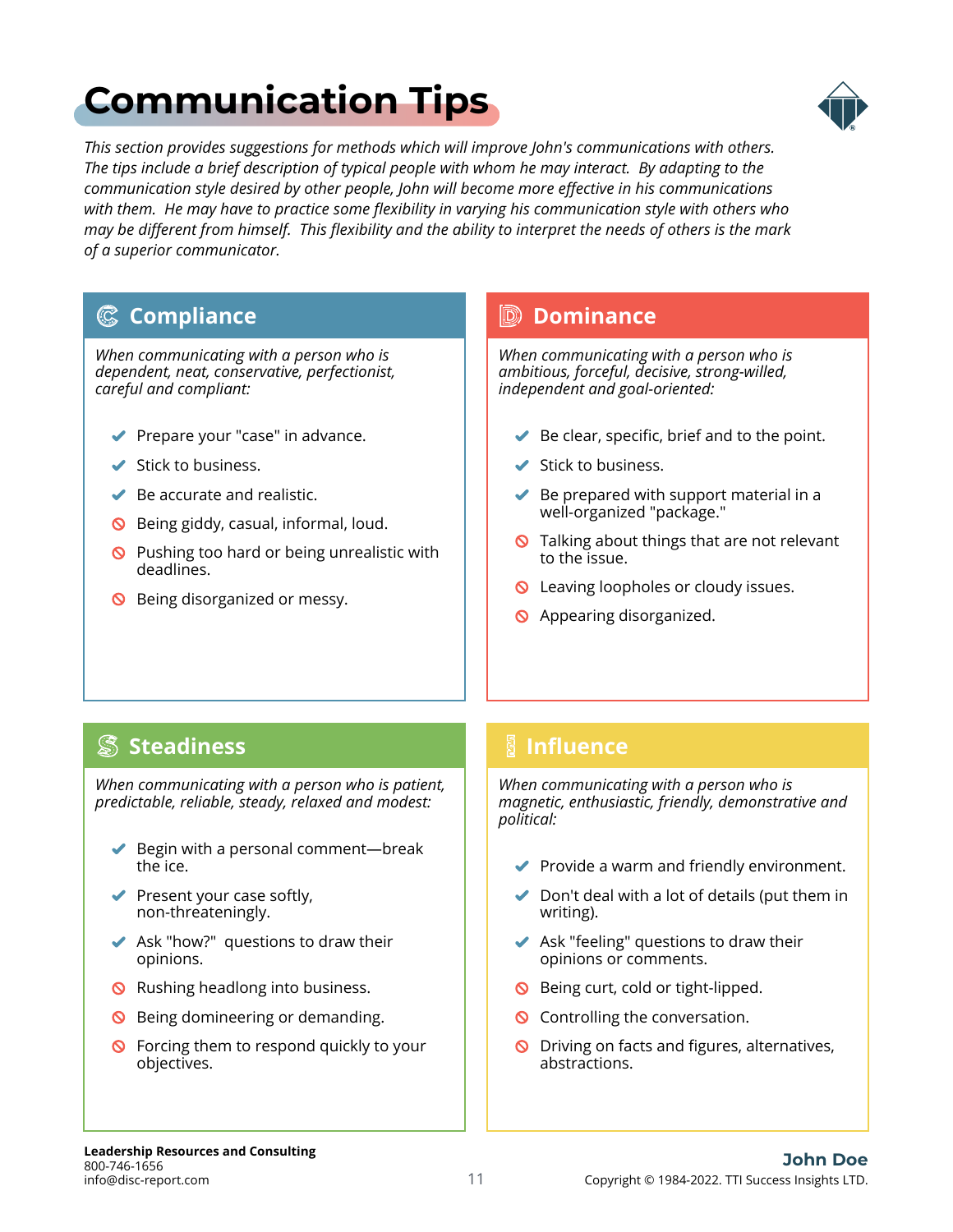# Communication Tips

*This section provides suggestions for methods which will improve John's communications with others. The tips include a brief description of typical people with whom he may interact. By adapting to the communication style desired by other people, John will become more effective in his communications with them. He may have to practice some flexibility in varying his communication style with others who may be different from himself. This flexibility and the ability to interpret the needs of others is the mark of a superior communicator.*

## Compliance

*When communicating with a person who is dependent, neat, conservative, perfectionist, careful and compliant:*

- ✔ Prepare your "case" in advance.
- ✔ Stick to business.
- ✔ Be accurate and realistic.
- ⊘ Being giddy, casual, informal, loud.
- ⊘ Pushing too hard or being unrealistic with deadlines.
- ⊘ Being disorganized or messy.

## Dominance

*When communicating with a person who is ambitious, forceful, decisive, strong-willed, independent and goal-oriented:*

- ✔ Be clear, specific, brief and to the point.
- ✔ Stick to business.
- ✔ Be prepared with support material in a well-organized "package."
- ⊘ Talking about things that are not relevant to the issue.
- ⊘ Leaving loopholes or cloudy issues.
- ⊘ Appearing disorganized.

## Steadiness

*When communicating with a person who is patient, predictable, reliable, steady, relaxed and modest:*

- ✔ Begin with a personal comment—break the ice.
- ✔ Present your case softly, non-threateningly.
- ✔ Ask "how?" questions to draw their opinions.
- ⊘ Rushing headlong into business.
- ⊘ Being domineering or demanding.
- ⊘ Forcing them to respond quickly to your objectives.

## Influence

*When communicating with a person who is magnetic, enthusiastic, friendly, demonstrative and political:*

- ✔ Provide a warm and friendly environment.
- ✔ Don't deal with a lot of details (put them in writing).
- ✔ Ask "feeling" questions to draw their opinions or comments.
- ⊘ Being curt, cold or tight-lipped.
- ⊘ Controlling the conversation.
- ⊘ Driving on facts and figures, alternatives, abstractions.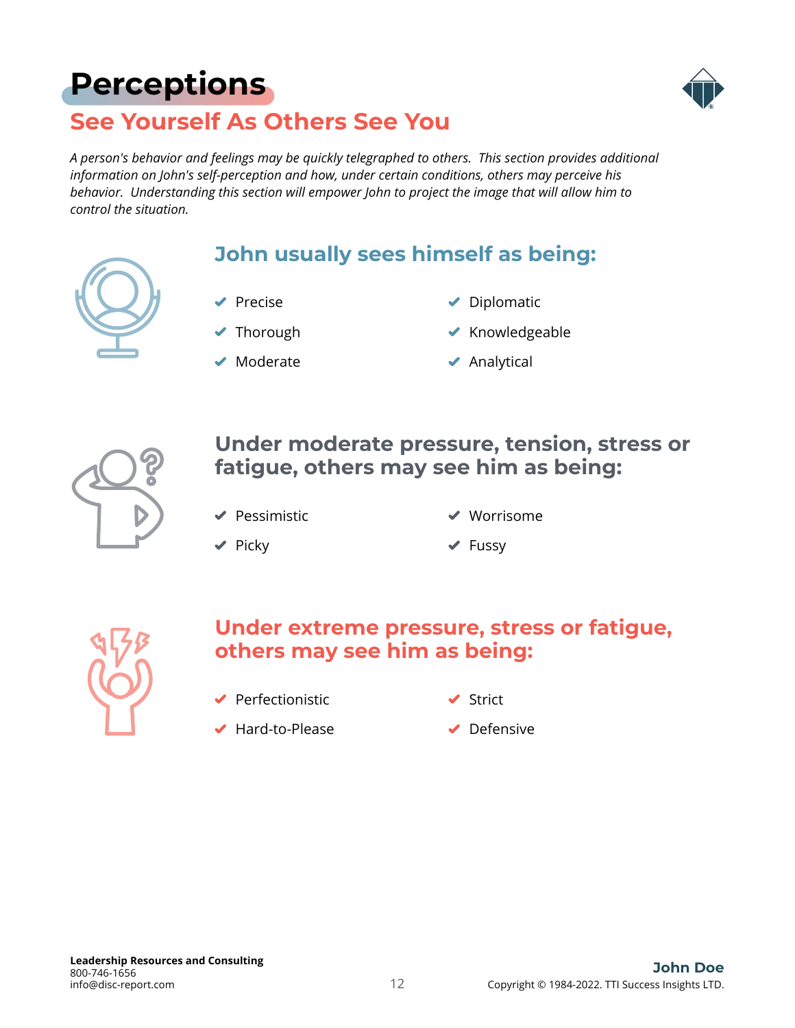# Perceptions

## See Yourself As Others See You

*A person's behavior and feelings may be quickly telegraphed to others. This section provides additional information on John's self-perception and how, under certain conditions, others may perceive his behavior. Understanding this section will empower John to project the image that will allow him to control the situation.*

### John usually sees himself as being:

- Precise
- Thorough
- Moderate
- Diplomatic
- Knowledgeable
- Analytical

### Under moderate pressure, tension, stress or fatigue, others may see him as being:

- Pessimistic
- Picky
- Worrisome
- Fussy

### Under extreme pressure, stress or fatigue, others may see him as being:

- Perfectionistic
- Hard-to-Please
- Strict
- Defensive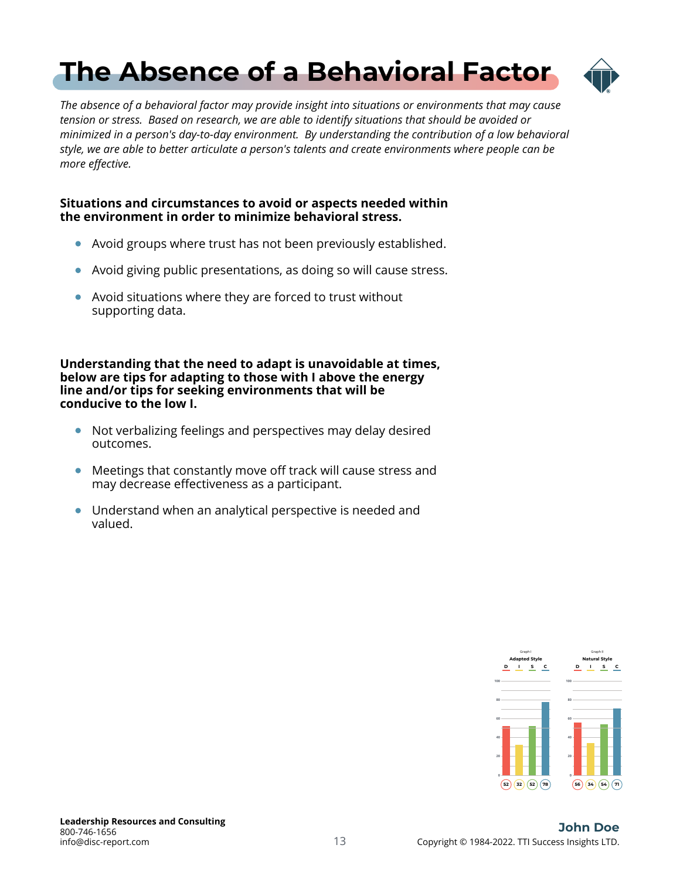# The Absence of a Behavioral Factor

*The absence of a behavioral factor may provide insight into situations or environments that may cause tension or stress. Based on research, we are able to identify situations that should be avoided or minimized in a person's day-to-day environment. By understanding the contribution of a low behavioral style, we are able to better articulate a person's talents and create environments where people can be more effective.*

**Situations and circumstances to avoid or aspects needed within the environment in order to minimize behavioral stress.**

- Avoid groups where trust has not been previously established.
- Avoid giving public presentations, as doing so will cause stress.
- Avoid situations where they are forced to trust without supporting data.

**Understanding that the need to adapt is unavoidable at times, below are tips for adapting to those with I above the energy line and/or tips for seeking environments that will be conducive to the low I.**

- Not verbalizing feelings and perspectives may delay desired outcomes.
- Meetings that constantly move off track will cause stress and may decrease effectiveness as a participant.
- Understand when an analytical perspective is needed and valued.

| | D | I | S | C |
|---|---|---|---|---|
| Graph I - Adapted Style | 52 | 32 | 52 | 78 |
| Graph II - Natural Style | 56 | 34 | 54 | 71 |

**Leadership Resources and Consulting**
800-746-1656
info@disc-report.com

**John Doe**
Copyright © 1984-2022. TTI Success Insights LTD.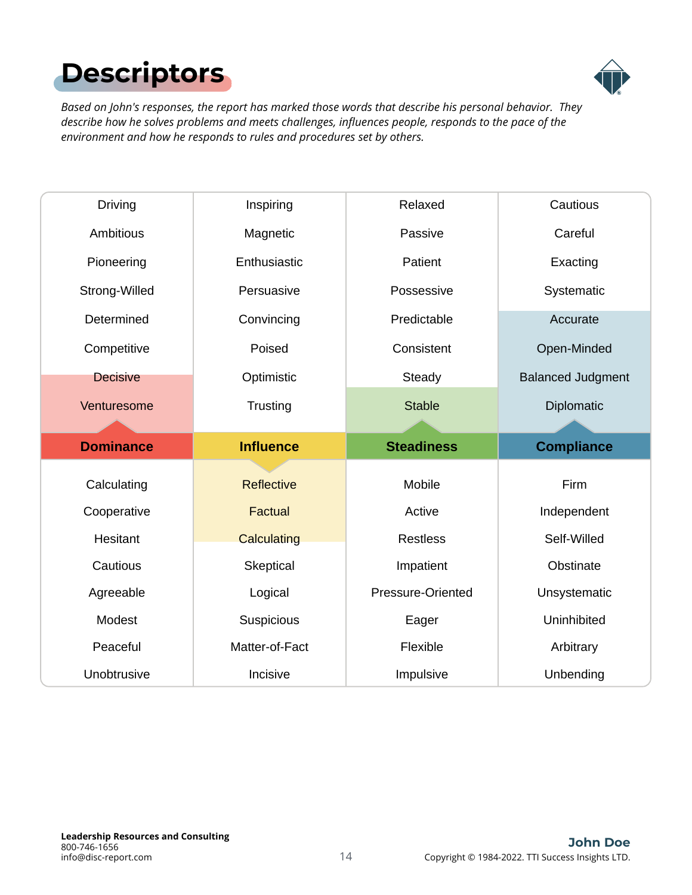# Descriptors

*Based on John's responses, the report has marked those words that describe his personal behavior. They describe how he solves problems and meets challenges, influences people, responds to the pace of the environment and how he responds to rules and procedures set by others.*

| Dominance | Influence | Steadiness | Compliance |
|---|---|---|---|
| Driving | Inspiring | Relaxed | Cautious |
| Ambitious | Magnetic | Passive | Careful |
| Pioneering | Enthusiastic | Patient | Exacting |
| Strong-Willed | Persuasive | Possessive | Systematic |
| Determined | Convincing | Predictable | **Accurate** |
| Competitive | Poised | Consistent | **Open-Minded** |
| **Decisive** | Optimistic | Steady | **Balanced Judgment** |
| **Venturesome** | Trusting | **Stable** | **Diplomatic** |
| **Dominance** | **Influence** | **Steadiness** | **Compliance** |
| Calculating | **Reflective** | Mobile | Firm |
| Cooperative | **Factual** | Active | Independent |
| Hesitant | **Calculating** | Restless | Self-Willed |
| Cautious | Skeptical | Impatient | Obstinate |
| Agreeable | Logical | Pressure-Oriented | Unsystematic |
| Modest | Suspicious | Eager | Uninhibited |
| Peaceful | Matter-of-Fact | Flexible | Arbitrary |
| Unobtrusive | Incisive | Impulsive | Unbending |

**Leadership Resources and Consulting**
800-746-1656
info@disc-report.com

**John Doe**
Copyright © 1984-2022. TTI Success Insights LTD.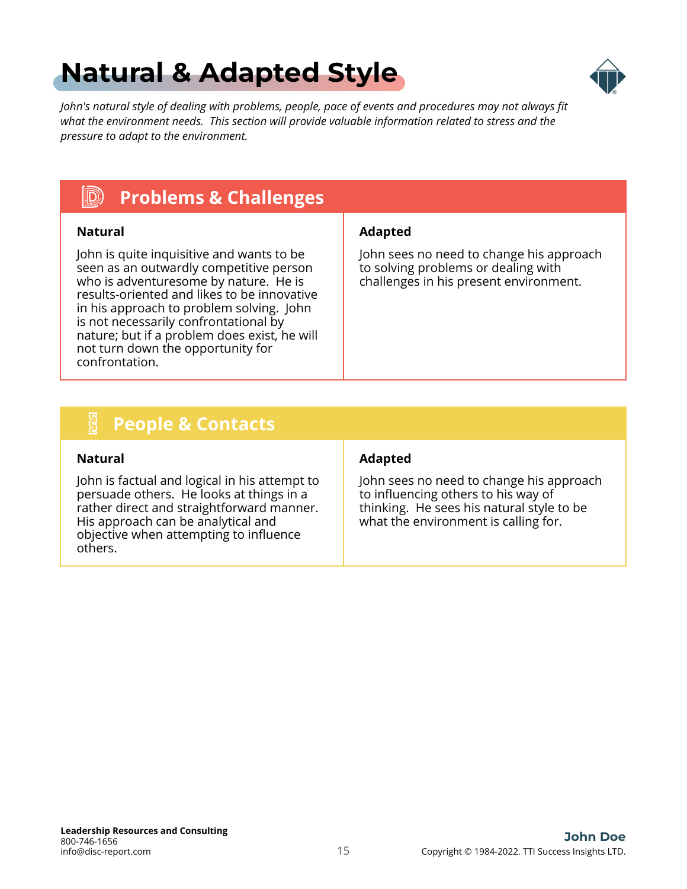# Natural & Adapted Style

*John's natural style of dealing with problems, people, pace of events and procedures may not always fit what the environment needs. This section will provide valuable information related to stress and the pressure to adapt to the environment.*

## Problems & Challenges

### Natural

John is quite inquisitive and wants to be seen as an outwardly competitive person who is adventuresome by nature. He is results-oriented and likes to be innovative in his approach to problem solving. John is not necessarily confrontational by nature; but if a problem does exist, he will not turn down the opportunity for confrontation.

### Adapted

John sees no need to change his approach to solving problems or dealing with challenges in his present environment.

## People & Contacts

### Natural

John is factual and logical in his attempt to persuade others. He looks at things in a rather direct and straightforward manner. His approach can be analytical and objective when attempting to influence others.

### Adapted

John sees no need to change his approach to influencing others to his way of thinking. He sees his natural style to be what the environment is calling for.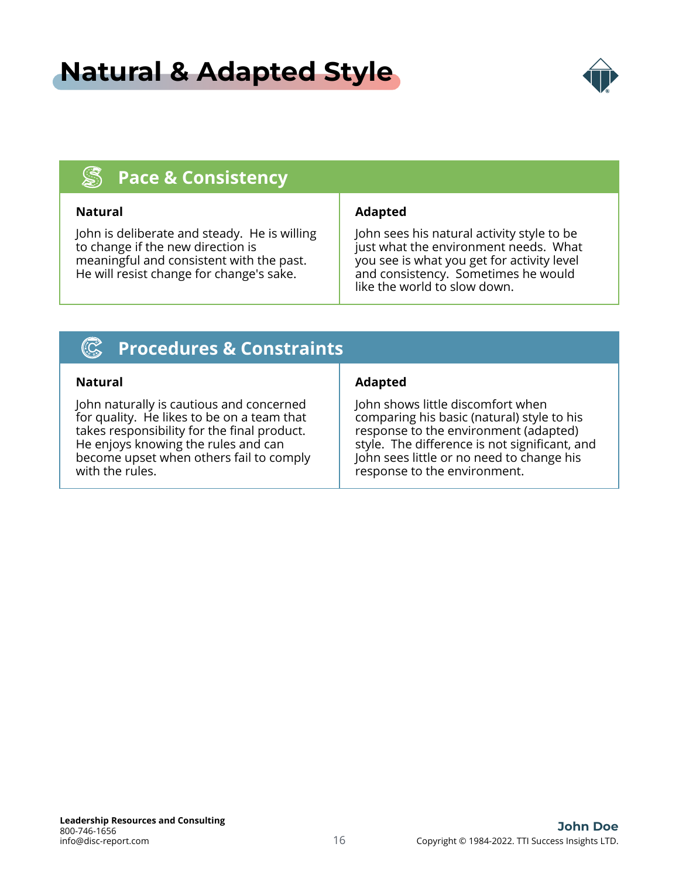# Natural & Adapted Style

## Pace & Consistency

| Natural | Adapted |
|---|---|
| John is deliberate and steady. He is willing to change if the new direction is meaningful and consistent with the past. He will resist change for change's sake. | John sees his natural activity style to be just what the environment needs. What you see is what you get for activity level and consistency. Sometimes he would like the world to slow down. |

## Procedures & Constraints

| Natural | Adapted |
|---|---|
| John naturally is cautious and concerned for quality. He likes to be on a team that takes responsibility for the final product. He enjoys knowing the rules and can become upset when others fail to comply with the rules. | John shows little discomfort when comparing his basic (natural) style to his response to the environment (adapted) style. The difference is not significant, and John sees little or no need to change his response to the environment. |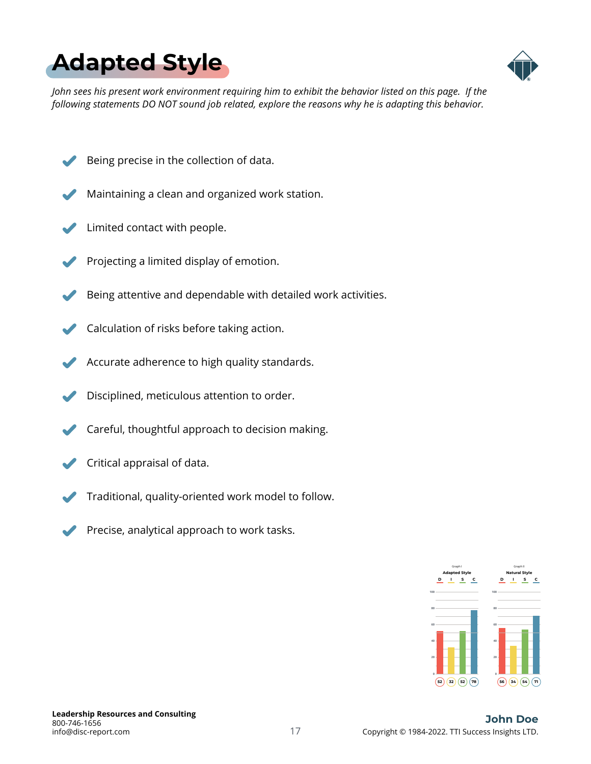# Adapted Style

*John sees his present work environment requiring him to exhibit the behavior listed on this page. If the following statements DO NOT sound job related, explore the reasons why he is adapting this behavior.*

- Being precise in the collection of data.
- Maintaining a clean and organized work station.
- Limited contact with people.
- Projecting a limited display of emotion.
- Being attentive and dependable with detailed work activities.
- Calculation of risks before taking action.
- Accurate adherence to high quality standards.
- Disciplined, meticulous attention to order.
- Careful, thoughtful approach to decision making.
- Critical appraisal of data.
- Traditional, quality-oriented work model to follow.
- Precise, analytical approach to work tasks.

| Graph I: Adapted Style | D | I | S | C |
|---|---|---|---|---|
| Score | 52 | 32 | 52 | 78 |

| Graph II: Natural Style | D | I | S | C |
|---|---|---|---|---|
| Score | 56 | 34 | 54 | 71 |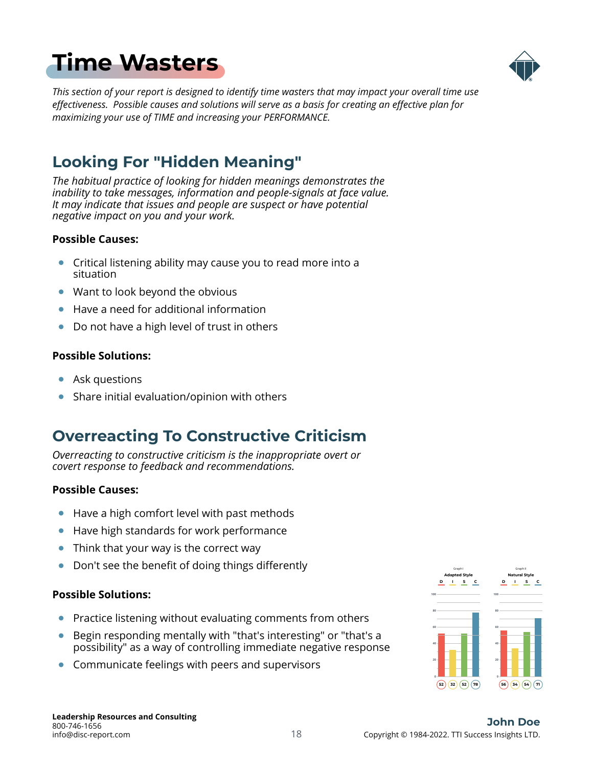# Time Wasters

*This section of your report is designed to identify time wasters that may impact your overall time use effectiveness. Possible causes and solutions will serve as a basis for creating an effective plan for maximizing your use of TIME and increasing your PERFORMANCE.*

## Looking For "Hidden Meaning"

*The habitual practice of looking for hidden meanings demonstrates the inability to take messages, information and people-signals at face value. It may indicate that issues and people are suspect or have potential negative impact on you and your work.*

**Possible Causes:**

- Critical listening ability may cause you to read more into a situation
- Want to look beyond the obvious
- Have a need for additional information
- Do not have a high level of trust in others

**Possible Solutions:**

- Ask questions
- Share initial evaluation/opinion with others

## Overreacting To Constructive Criticism

*Overreacting to constructive criticism is the inappropriate overt or covert response to feedback and recommendations.*

**Possible Causes:**

- Have a high comfort level with past methods
- Have high standards for work performance
- Think that your way is the correct way
- Don't see the benefit of doing things differently

**Possible Solutions:**

- Practice listening without evaluating comments from others
- Begin responding mentally with "that's interesting" or "that's a possibility" as a way of controlling immediate negative response
- Communicate feelings with peers and supervisors

Graph I — Adapted Style: D 52, I 32, S 52, C 78

Graph II — Natural Style: D 56, I 34, S 54, C 71

Leadership Resources and Consulting
800-746-1656
info@disc-report.com

John Doe
Copyright © 1984-2022. TTI Success Insights LTD.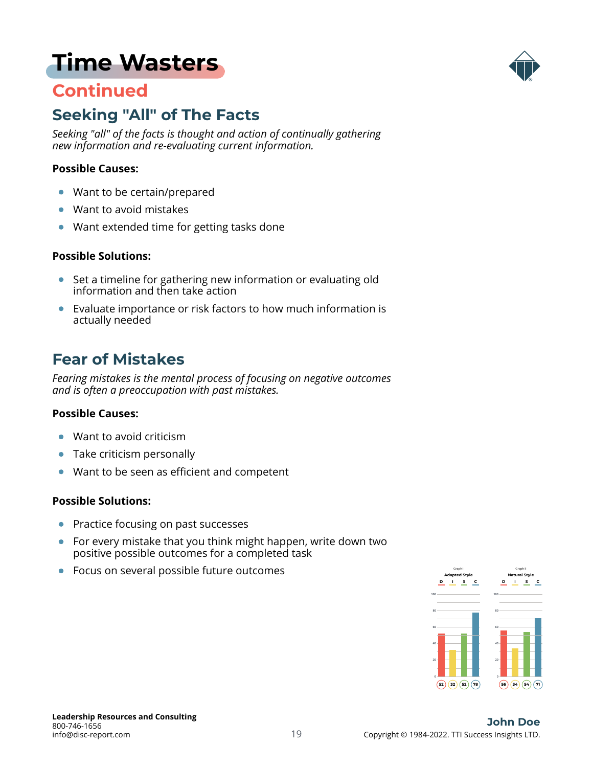# Time Wasters

## Continued

### Seeking "All" of The Facts

*Seeking "all" of the facts is thought and action of continually gathering new information and re-evaluating current information.*

**Possible Causes:**

- Want to be certain/prepared
- Want to avoid mistakes
- Want extended time for getting tasks done

**Possible Solutions:**

- Set a timeline for gathering new information or evaluating old information and then take action
- Evaluate importance or risk factors to how much information is actually needed

### Fear of Mistakes

*Fearing mistakes is the mental process of focusing on negative outcomes and is often a preoccupation with past mistakes.*

**Possible Causes:**

- Want to avoid criticism
- Take criticism personally
- Want to be seen as efficient and competent

**Possible Solutions:**

- Practice focusing on past successes
- For every mistake that you think might happen, write down two positive possible outcomes for a completed task
- Focus on several possible future outcomes

| | D | I | S | C |
|---|---|---|---|---|
| Graph I – Adapted Style | 52 | 32 | 52 | 78 |
| Graph II – Natural Style | 56 | 34 | 54 | 71 |

**Leadership Resources and Consulting**
800-746-1656
info@disc-report.com

**John Doe**
Copyright © 1984-2022. TTI Success Insights LTD.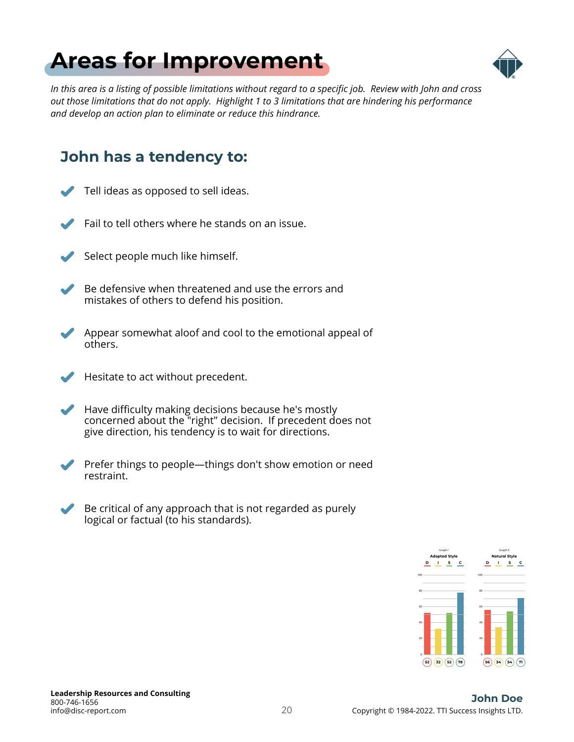# Areas for Improvement

*In this area is a listing of possible limitations without regard to a specific job. Review with John and cross out those limitations that do not apply. Highlight 1 to 3 limitations that are hindering his performance and develop an action plan to eliminate or reduce this hindrance.*

## John has a tendency to:

- Tell ideas as opposed to sell ideas.
- Fail to tell others where he stands on an issue.
- Select people much like himself.
- Be defensive when threatened and use the errors and mistakes of others to defend his position.
- Appear somewhat aloof and cool to the emotional appeal of others.
- Hesitate to act without precedent.
- Have difficulty making decisions because he's mostly concerned about the "right" decision. If precedent does not give direction, his tendency is to wait for directions.
- Prefer things to people—things don't show emotion or need restraint.
- Be critical of any approach that is not regarded as purely logical or factual (to his standards).

| Graph | D | I | S | C |
| --- | --- | --- | --- | --- |
| Graph I – Adapted Style | 52 | 32 | 52 | 78 |
| Graph II – Natural Style | 56 | 34 | 54 | 71 |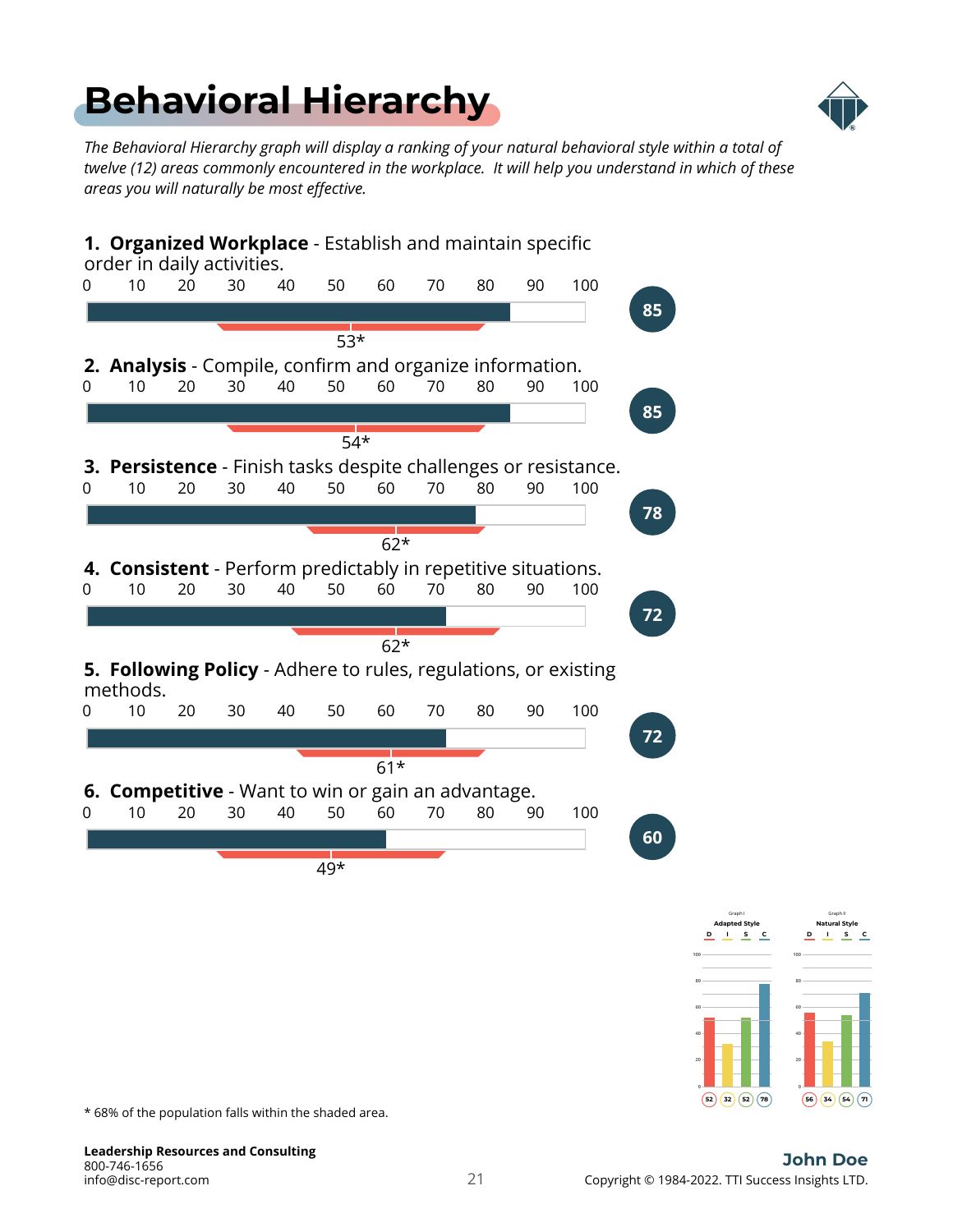# Behavioral Hierarchy

*The Behavioral Hierarchy graph will display a ranking of your natural behavioral style within a total of twelve (12) areas commonly encountered in the workplace. It will help you understand in which of these areas you will naturally be most effective.*

**1. Organized Workplace** - Establish and maintain specific order in daily activities.

Score: 85 — 53*

**2. Analysis** - Compile, confirm and organize information.

Score: 85 — 54*

**3. Persistence** - Finish tasks despite challenges or resistance.

Score: 78 — 62*

**4. Consistent** - Perform predictably in repetitive situations.

Score: 72 — 62*

**5. Following Policy** - Adhere to rules, regulations, or existing methods.

Score: 72 — 61*

**6. Competitive** - Want to win or gain an advantage.

Score: 60 — 49*

| | D | I | S | C |
|---|---|---|---|---|
| Graph I — Adapted Style | 52 | 32 | 52 | 78 |
| Graph II — Natural Style | 56 | 34 | 54 | 71 |

\* 68% of the population falls within the shaded area.

**Leadership Resources and Consulting**
800-746-1656
info@disc-report.com

**John Doe**
Copyright © 1984-2022. TTI Success Insights LTD.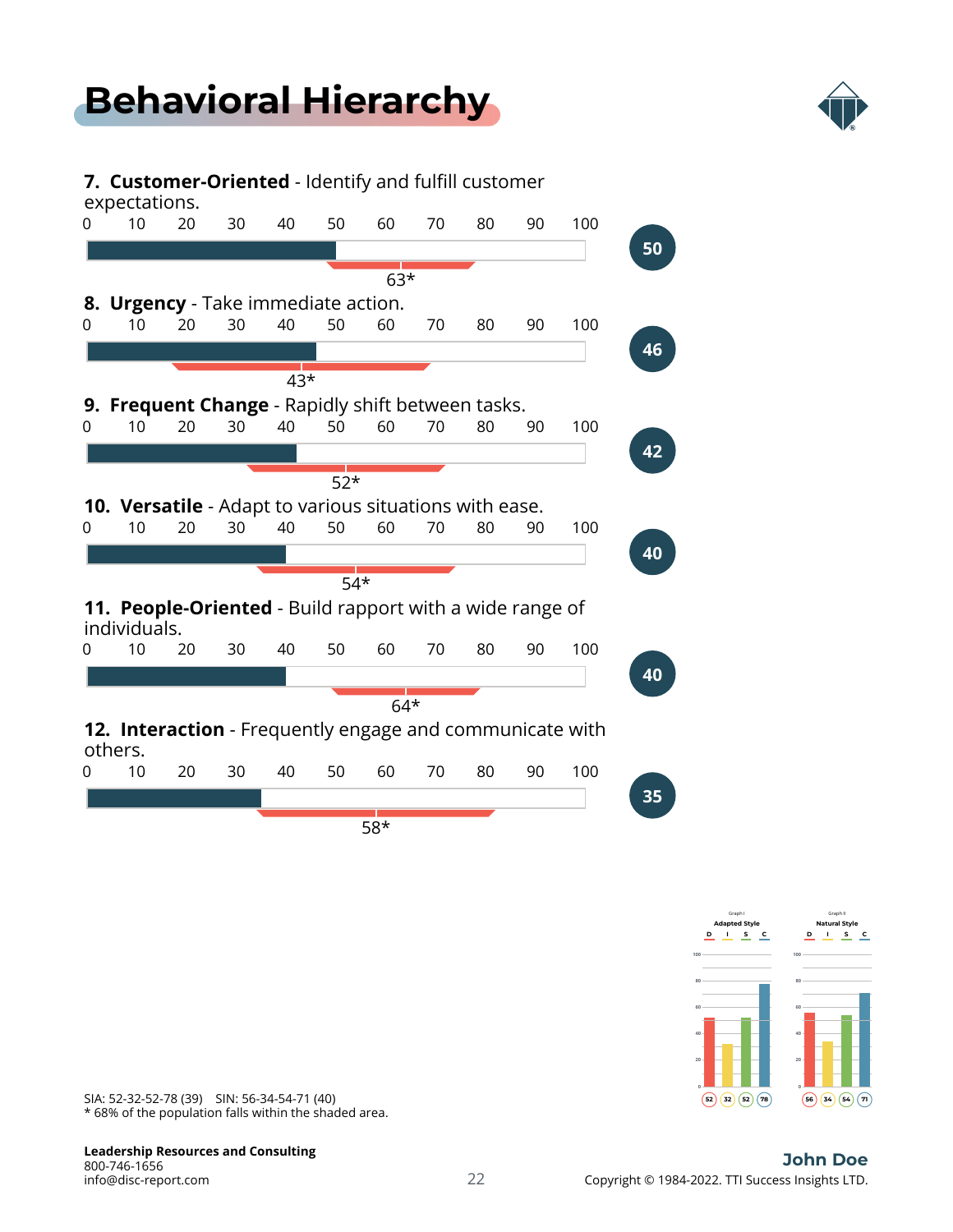# Behavioral Hierarchy

**7. Customer-Oriented** - Identify and fulfill customer expectations.

0 10 20 30 40 50 60 70 80 90 100

63*

**50**

**8. Urgency** - Take immediate action.

0 10 20 30 40 50 60 70 80 90 100

43*

**46**

**9. Frequent Change** - Rapidly shift between tasks.

0 10 20 30 40 50 60 70 80 90 100

52*

**42**

**10. Versatile** - Adapt to various situations with ease.

0 10 20 30 40 50 60 70 80 90 100

54*

**40**

**11. People-Oriented** - Build rapport with a wide range of individuals.

0 10 20 30 40 50 60 70 80 90 100

64*

**40**

**12. Interaction** - Frequently engage and communicate with others.

0 10 20 30 40 50 60 70 80 90 100

58*

**35**

Graph I — Adapted Style: D 52, I 32, S 52, C 78

Graph II — Natural Style: D 56, I 34, S 54, C 71

SIA: 52-32-52-78 (39) SIN: 56-34-54-71 (40)

* 68% of the population falls within the shaded area.

**Leadership Resources and Consulting**
800-746-1656
info@disc-report.com

**John Doe**
Copyright © 1984-2022. TTI Success Insights LTD.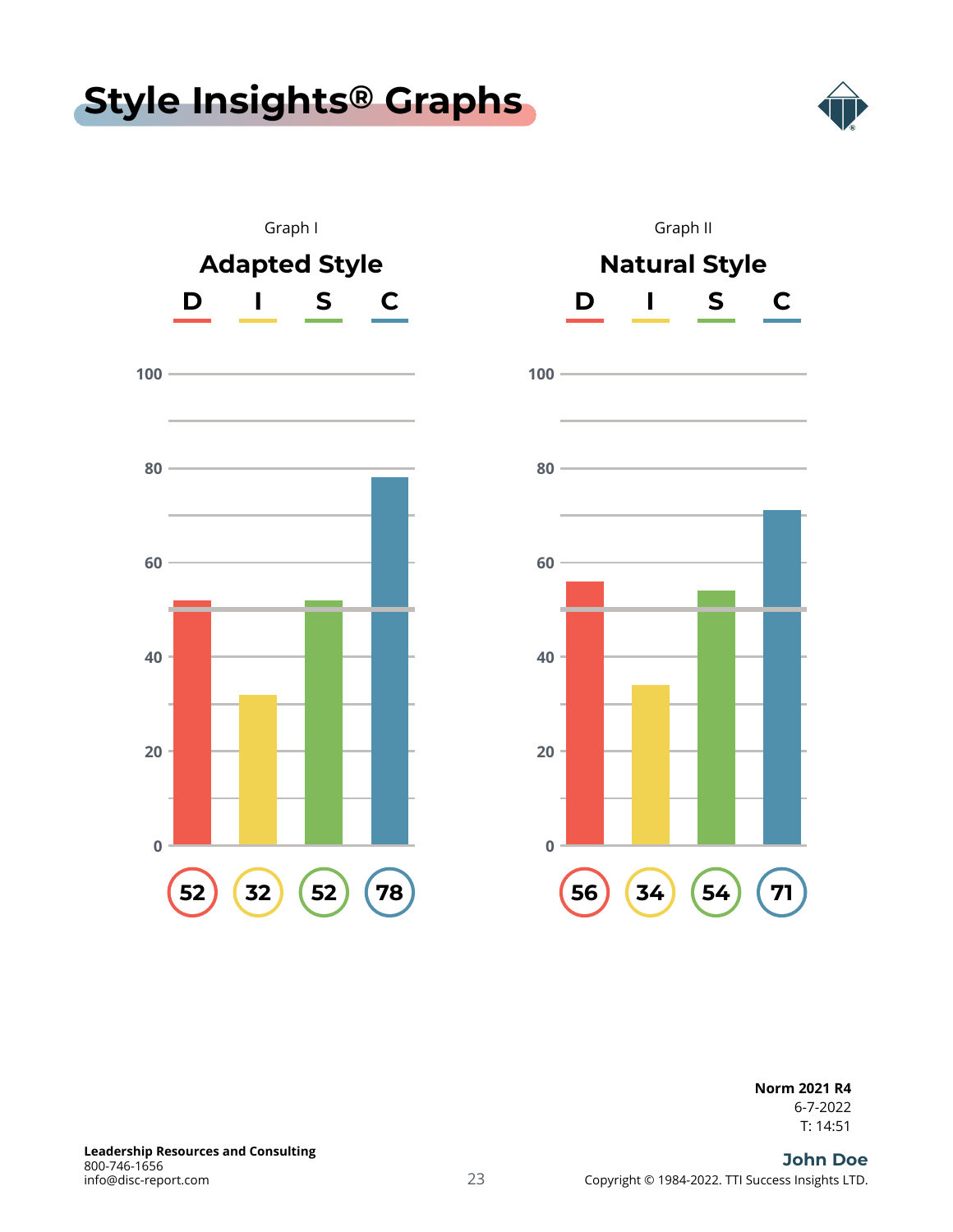# Style Insights® Graphs

Graph I

## Adapted Style

| D | I | S | C |
|---|---|---|---|
| 52 | 32 | 52 | 78 |

Graph II

## Natural Style

| D | I | S | C |
|---|---|---|---|
| 56 | 34 | 54 | 71 |

**Norm 2021 R4**
6-7-2022
T: 14:51

**Leadership Resources and Consulting**
800-746-1656
info@disc-report.com

**John Doe**
Copyright © 1984-2022. TTI Success Insights LTD.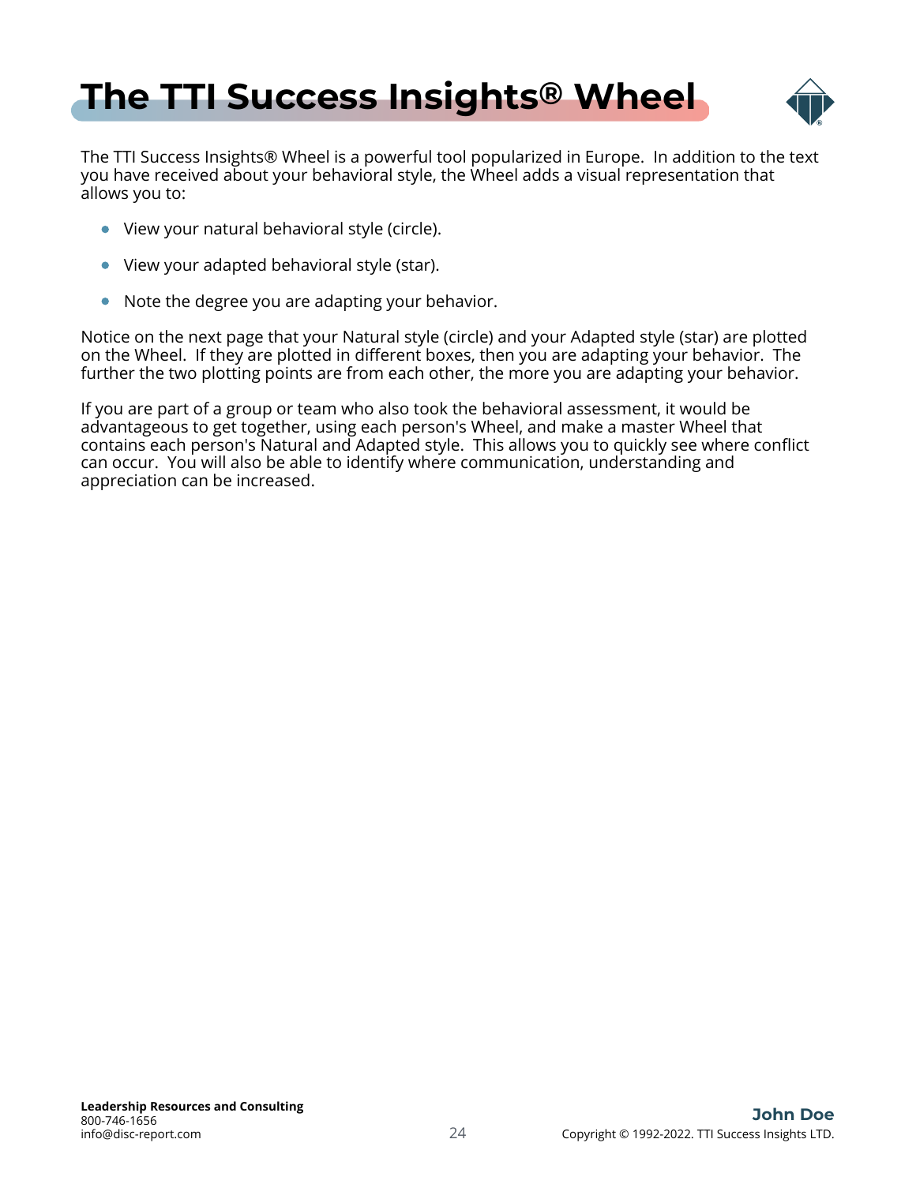# The TTI Success Insights® Wheel

The TTI Success Insights® Wheel is a powerful tool popularized in Europe. In addition to the text you have received about your behavioral style, the Wheel adds a visual representation that allows you to:

- View your natural behavioral style (circle).
- View your adapted behavioral style (star).
- Note the degree you are adapting your behavior.

Notice on the next page that your Natural style (circle) and your Adapted style (star) are plotted on the Wheel. If they are plotted in different boxes, then you are adapting your behavior. The further the two plotting points are from each other, the more you are adapting your behavior.

If you are part of a group or team who also took the behavioral assessment, it would be advantageous to get together, using each person's Wheel, and make a master Wheel that contains each person's Natural and Adapted style. This allows you to quickly see where conflict can occur. You will also be able to identify where communication, understanding and appreciation can be increased.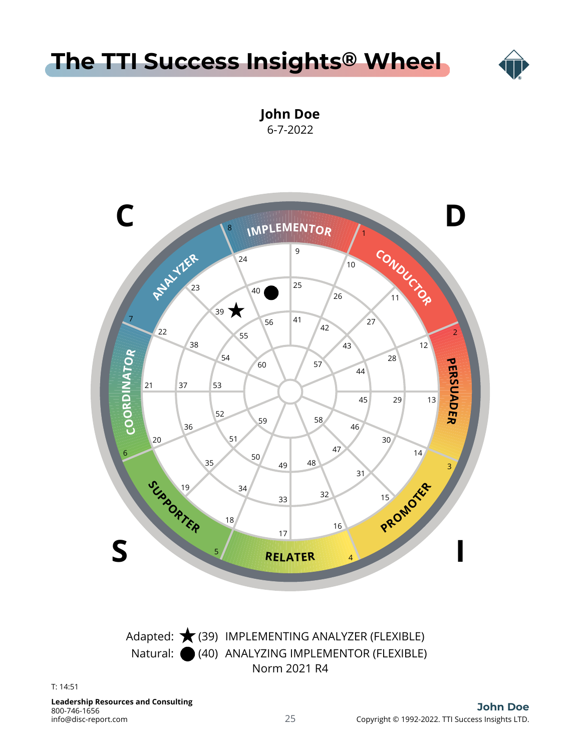# The TTI Success Insights® Wheel

**John Doe**
6-7-2022

C D S I

IMPLEMENTOR CONDUCTOR PERSUADER PROMOTER RELATER SUPPORTER COORDINATOR ANALYZER

Adapted: ★ (39) IMPLEMENTING ANALYZER (FLEXIBLE)
Natural: ● (40) ANALYZING IMPLEMENTOR (FLEXIBLE)
Norm 2021 R4

T: 14:51

**Leadership Resources and Consulting**
800-746-1656
info@disc-report.com

**John Doe**
Copyright © 1992-2022. TTI Success Insights LTD.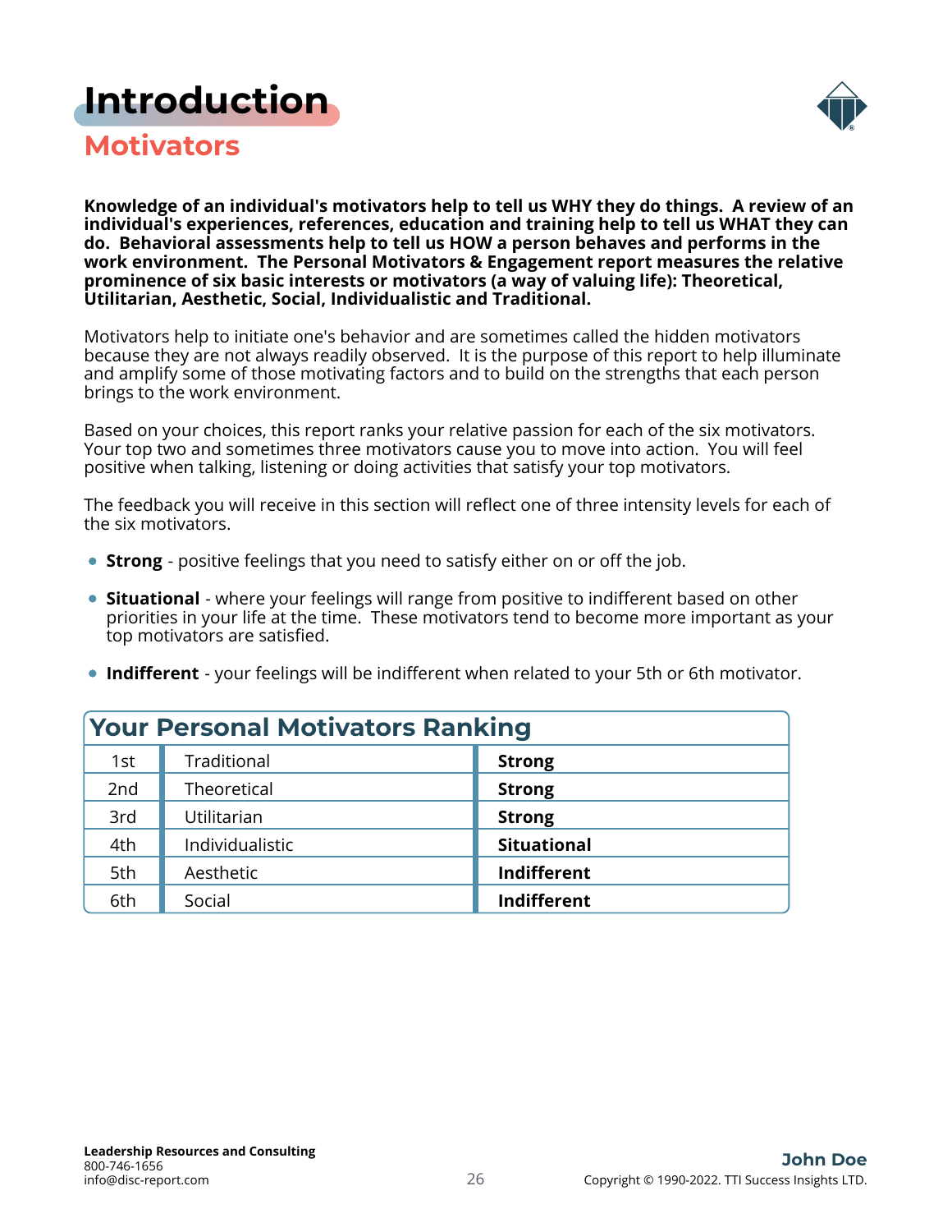# Introduction

## Motivators

**Knowledge of an individual's motivators help to tell us WHY they do things. A review of an individual's experiences, references, education and training help to tell us WHAT they can do. Behavioral assessments help to tell us HOW a person behaves and performs in the work environment. The Personal Motivators & Engagement report measures the relative prominence of six basic interests or motivators (a way of valuing life): Theoretical, Utilitarian, Aesthetic, Social, Individualistic and Traditional.**

Motivators help to initiate one's behavior and are sometimes called the hidden motivators because they are not always readily observed. It is the purpose of this report to help illuminate and amplify some of those motivating factors and to build on the strengths that each person brings to the work environment.

Based on your choices, this report ranks your relative passion for each of the six motivators. Your top two and sometimes three motivators cause you to move into action. You will feel positive when talking, listening or doing activities that satisfy your top motivators.

The feedback you will receive in this section will reflect one of three intensity levels for each of the six motivators.

- **Strong** - positive feelings that you need to satisfy either on or off the job.
- **Situational** - where your feelings will range from positive to indifferent based on other priorities in your life at the time. These motivators tend to become more important as your top motivators are satisfied.
- **Indifferent** - your feelings will be indifferent when related to your 5th or 6th motivator.

### Your Personal Motivators Ranking

| Rank | Motivator | Level |
|---|---|---|
| 1st | Traditional | **Strong** |
| 2nd | Theoretical | **Strong** |
| 3rd | Utilitarian | **Strong** |
| 4th | Individualistic | **Situational** |
| 5th | Aesthetic | **Indifferent** |
| 6th | Social | **Indifferent** |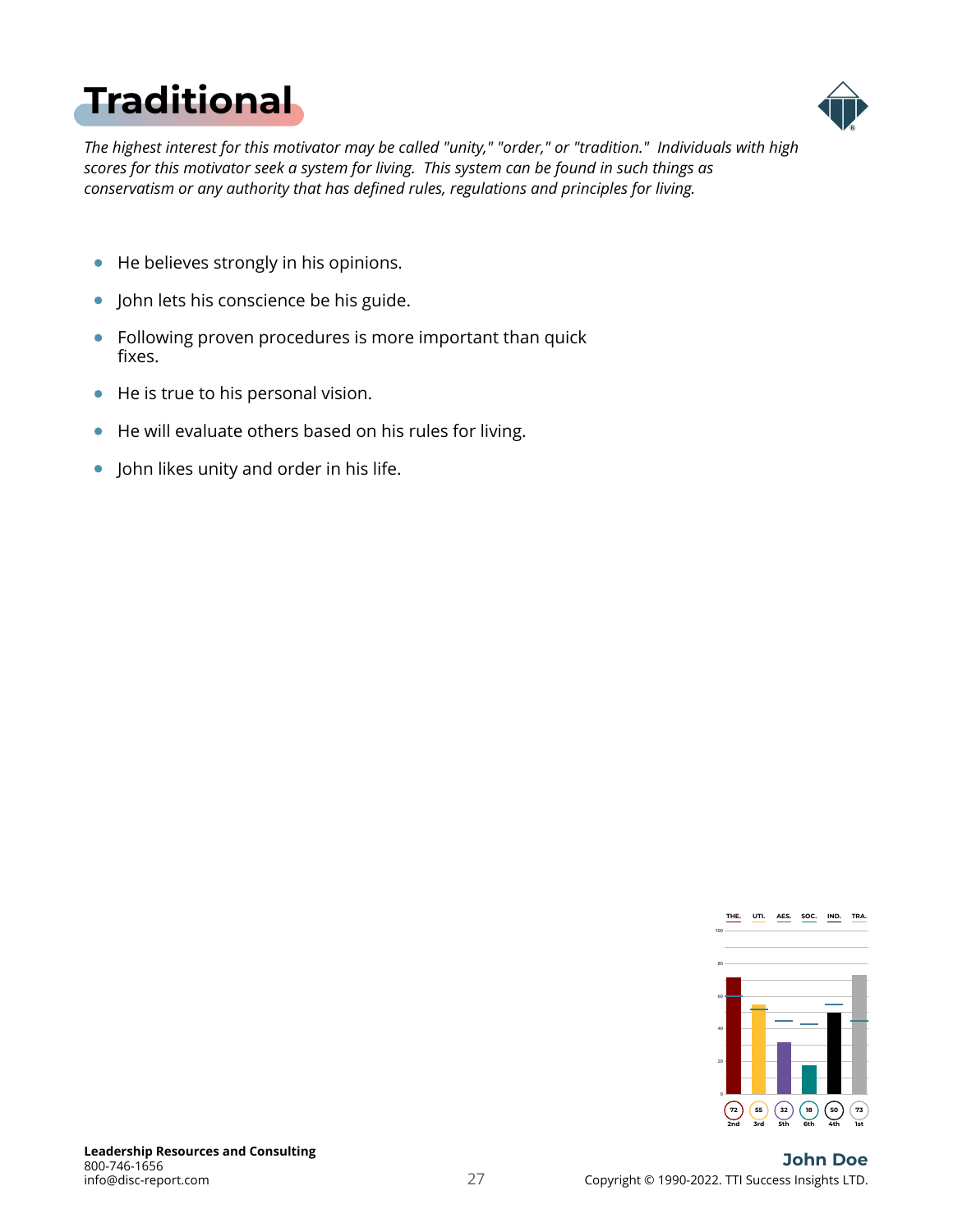# Traditional

*The highest interest for this motivator may be called "unity," "order," or "tradition." Individuals with high scores for this motivator seek a system for living. This system can be found in such things as conservatism or any authority that has defined rules, regulations and principles for living.*

- He believes strongly in his opinions.
- John lets his conscience be his guide.
- Following proven procedures is more important than quick fixes.
- He is true to his personal vision.
- He will evaluate others based on his rules for living.
- John likes unity and order in his life.

| THE. | UTI. | AES. | SOC. | IND. | TRA. |
|---|---|---|---|---|---|
| 72 | 55 | 32 | 18 | 50 | 73 |
| 2nd | 3rd | 5th | 6th | 4th | 1st |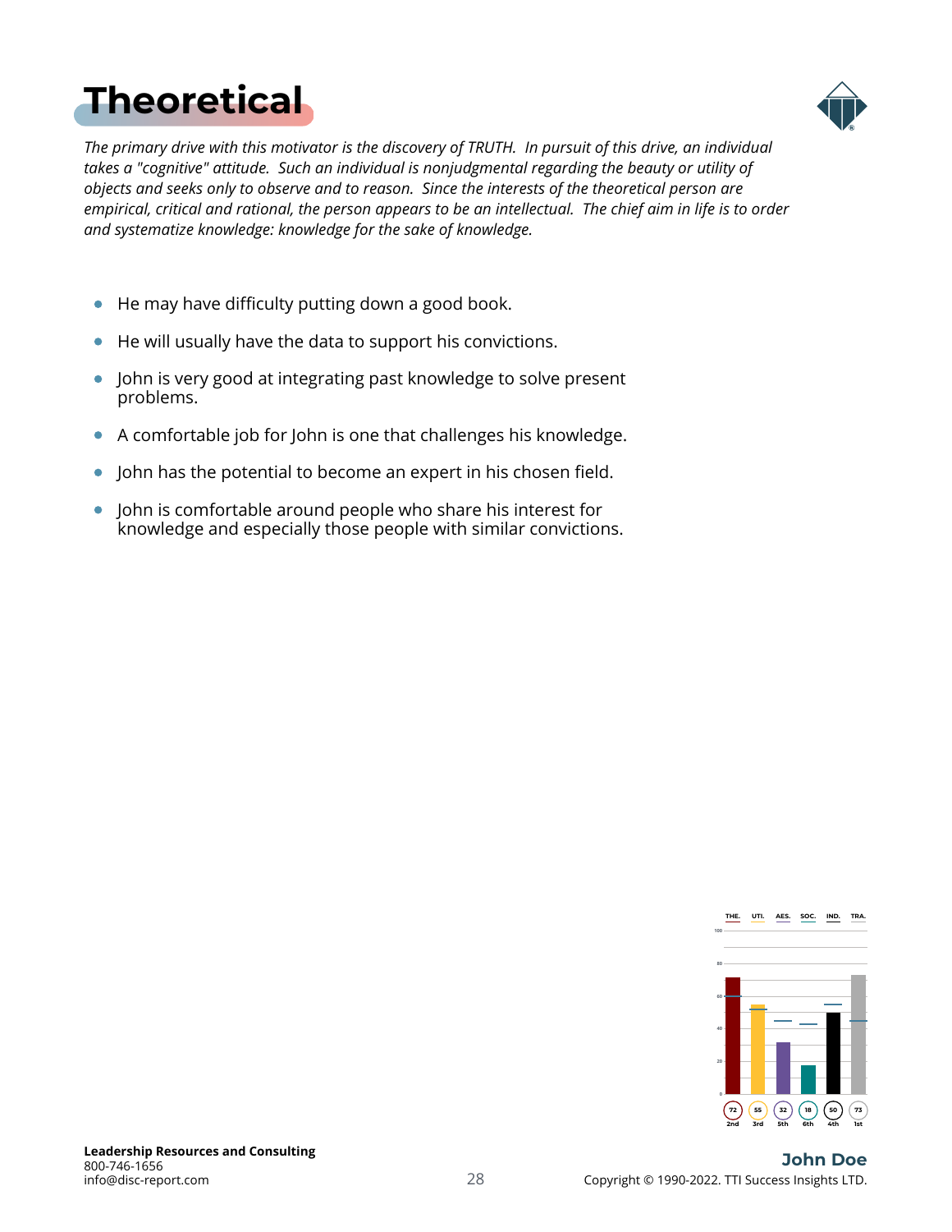# Theoretical

*The primary drive with this motivator is the discovery of TRUTH. In pursuit of this drive, an individual takes a "cognitive" attitude. Such an individual is nonjudgmental regarding the beauty or utility of objects and seeks only to observe and to reason. Since the interests of the theoretical person are empirical, critical and rational, the person appears to be an intellectual. The chief aim in life is to order and systematize knowledge: knowledge for the sake of knowledge.*

- He may have difficulty putting down a good book.
- He will usually have the data to support his convictions.
- John is very good at integrating past knowledge to solve present problems.
- A comfortable job for John is one that challenges his knowledge.
- John has the potential to become an expert in his chosen field.
- John is comfortable around people who share his interest for knowledge and especially those people with similar convictions.

| THE. | UTI. | AES. | SOC. | IND. | TRA. |
|---|---|---|---|---|---|
| 72 | 55 | 32 | 18 | 50 | 73 |
| 2nd | 3rd | 5th | 6th | 4th | 1st |

**Leadership Resources and Consulting**
800-746-1656
info@disc-report.com

**John Doe**
Copyright © 1990-2022. TTI Success Insights LTD.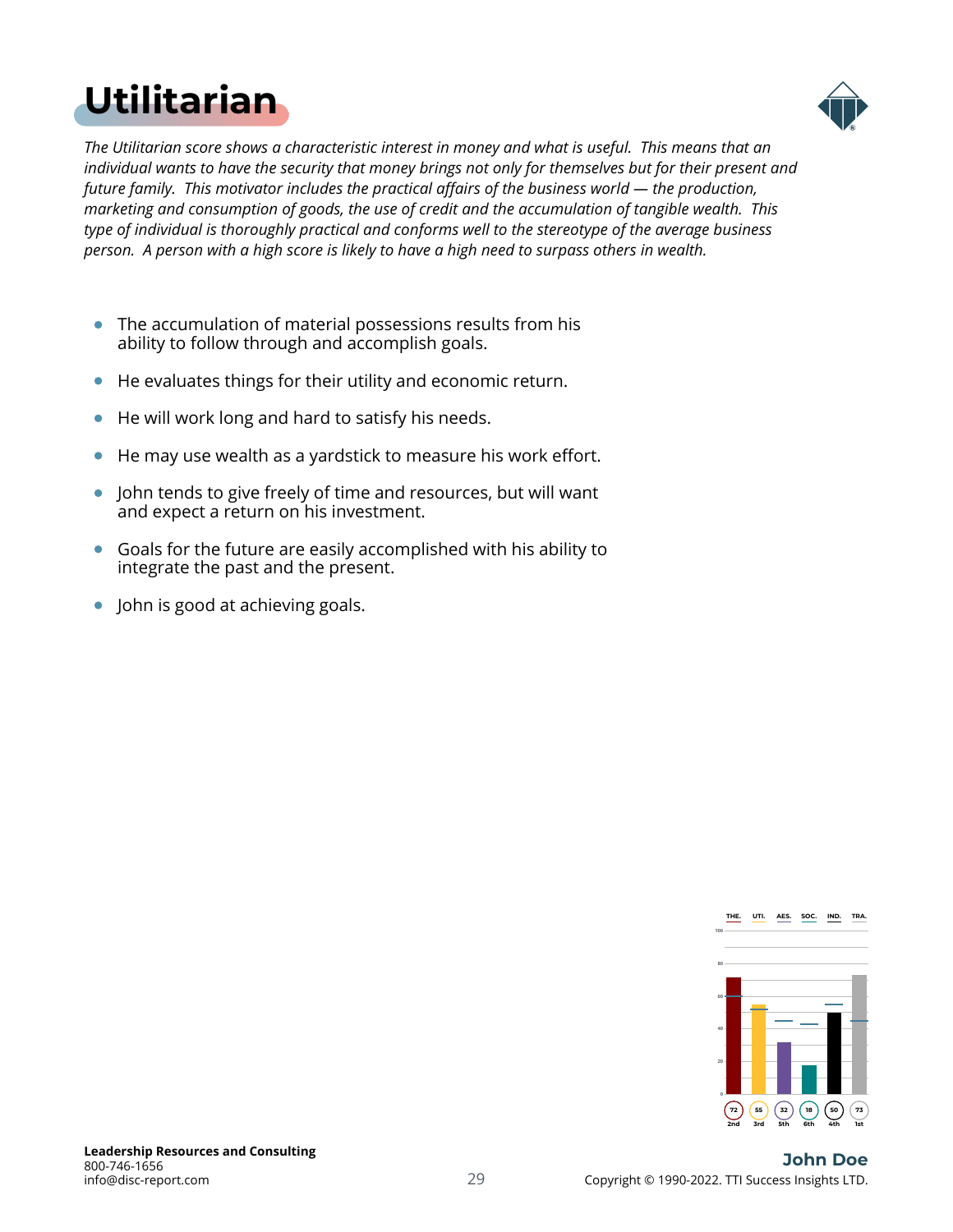# Utilitarian

*The Utilitarian score shows a characteristic interest in money and what is useful. This means that an individual wants to have the security that money brings not only for themselves but for their present and future family. This motivator includes the practical affairs of the business world — the production, marketing and consumption of goods, the use of credit and the accumulation of tangible wealth. This type of individual is thoroughly practical and conforms well to the stereotype of the average business person. A person with a high score is likely to have a high need to surpass others in wealth.*

- The accumulation of material possessions results from his ability to follow through and accomplish goals.
- He evaluates things for their utility and economic return.
- He will work long and hard to satisfy his needs.
- He may use wealth as a yardstick to measure his work effort.
- John tends to give freely of time and resources, but will want and expect a return on his investment.
- Goals for the future are easily accomplished with his ability to integrate the past and the present.
- John is good at achieving goals.

| THE. | UTI. | AES. | SOC. | IND. | TRA. |
|---|---|---|---|---|---|
| 72 | 55 | 32 | 18 | 50 | 73 |
| 2nd | 3rd | 5th | 6th | 4th | 1st |

Leadership Resources and Consulting
800-746-1656
info@disc-report.com

John Doe
Copyright © 1990-2022. TTI Success Insights LTD.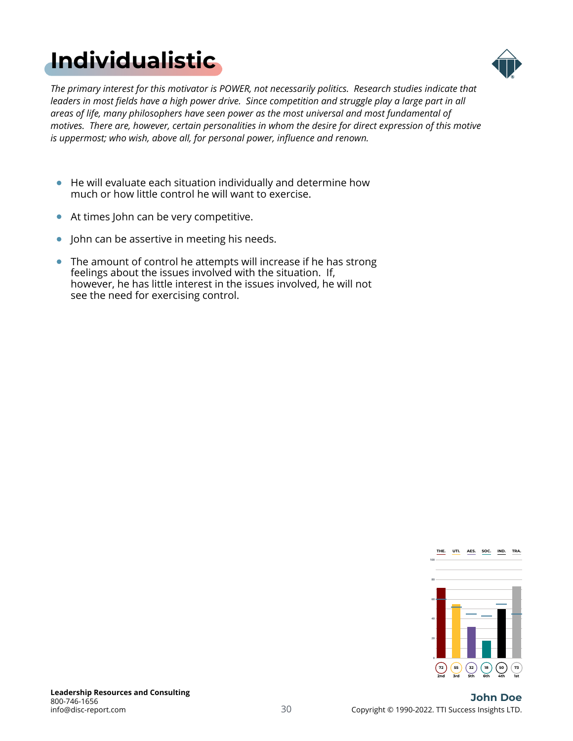# Individualistic

*The primary interest for this motivator is POWER, not necessarily politics. Research studies indicate that leaders in most fields have a high power drive. Since competition and struggle play a large part in all areas of life, many philosophers have seen power as the most universal and most fundamental of motives. There are, however, certain personalities in whom the desire for direct expression of this motive is uppermost; who wish, above all, for personal power, influence and renown.*

- He will evaluate each situation individually and determine how much or how little control he will want to exercise.
- At times John can be very competitive.
- John can be assertive in meeting his needs.
- The amount of control he attempts will increase if he has strong feelings about the issues involved with the situation. If, however, he has little interest in the issues involved, he will not see the need for exercising control.

| THE. | UTI. | AES. | SOC. | IND. | TRA. |
|---|---|---|---|---|---|
| 72 | 55 | 32 | 18 | 50 | 73 |
| 2nd | 3rd | 5th | 6th | 4th | 1st |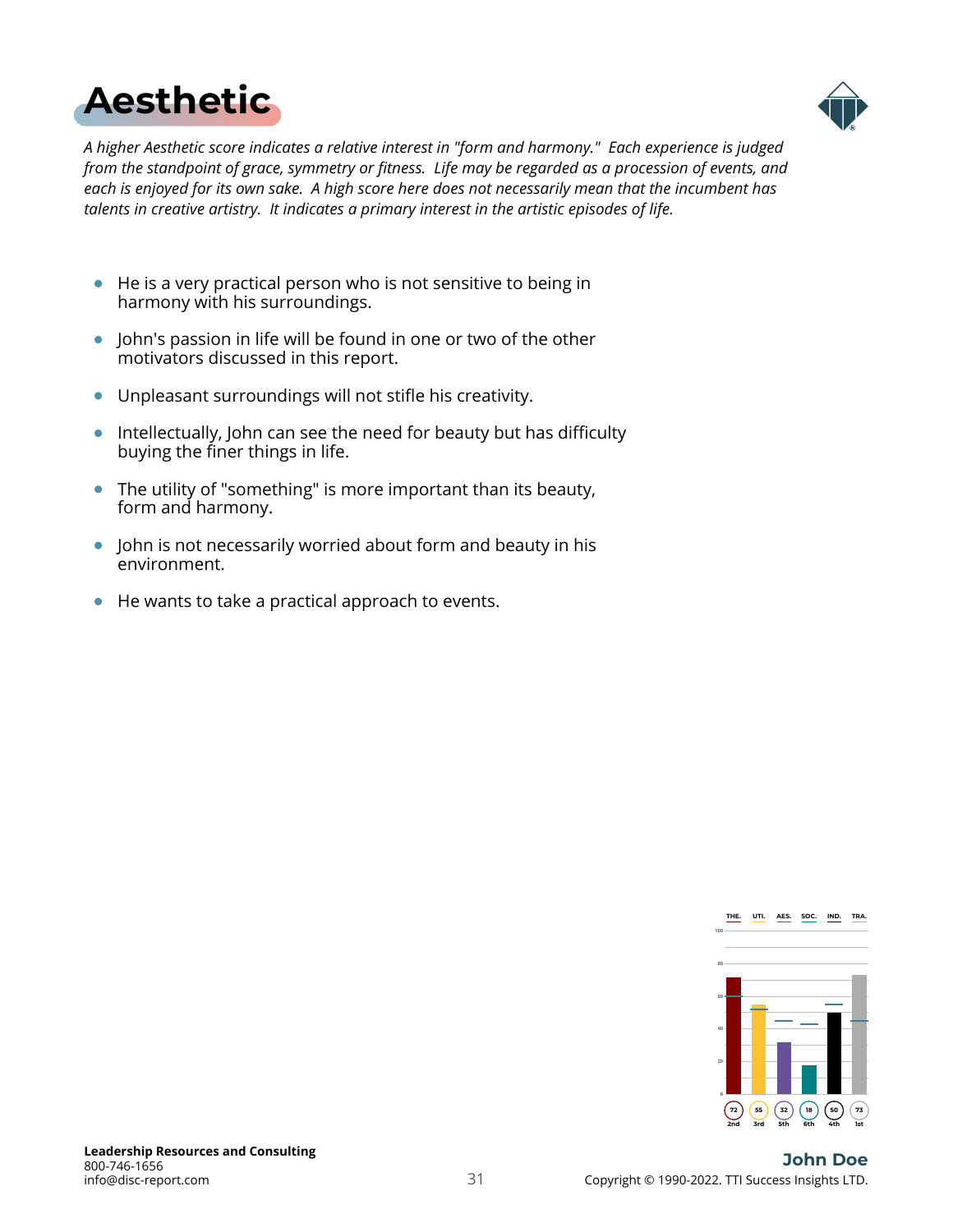# Aesthetic

*A higher Aesthetic score indicates a relative interest in "form and harmony." Each experience is judged from the standpoint of grace, symmetry or fitness. Life may be regarded as a procession of events, and each is enjoyed for its own sake. A high score here does not necessarily mean that the incumbent has talents in creative artistry. It indicates a primary interest in the artistic episodes of life.*

- He is a very practical person who is not sensitive to being in harmony with his surroundings.
- John's passion in life will be found in one or two of the other motivators discussed in this report.
- Unpleasant surroundings will not stifle his creativity.
- Intellectually, John can see the need for beauty but has difficulty buying the finer things in life.
- The utility of "something" is more important than its beauty, form and harmony.
- John is not necessarily worried about form and beauty in his environment.
- He wants to take a practical approach to events.

| THE. | UTI. | AES. | SOC. | IND. | TRA. |
|---|---|---|---|---|---|
| 72 | 55 | 32 | 18 | 50 | 73 |
| 2nd | 3rd | 5th | 6th | 4th | 1st |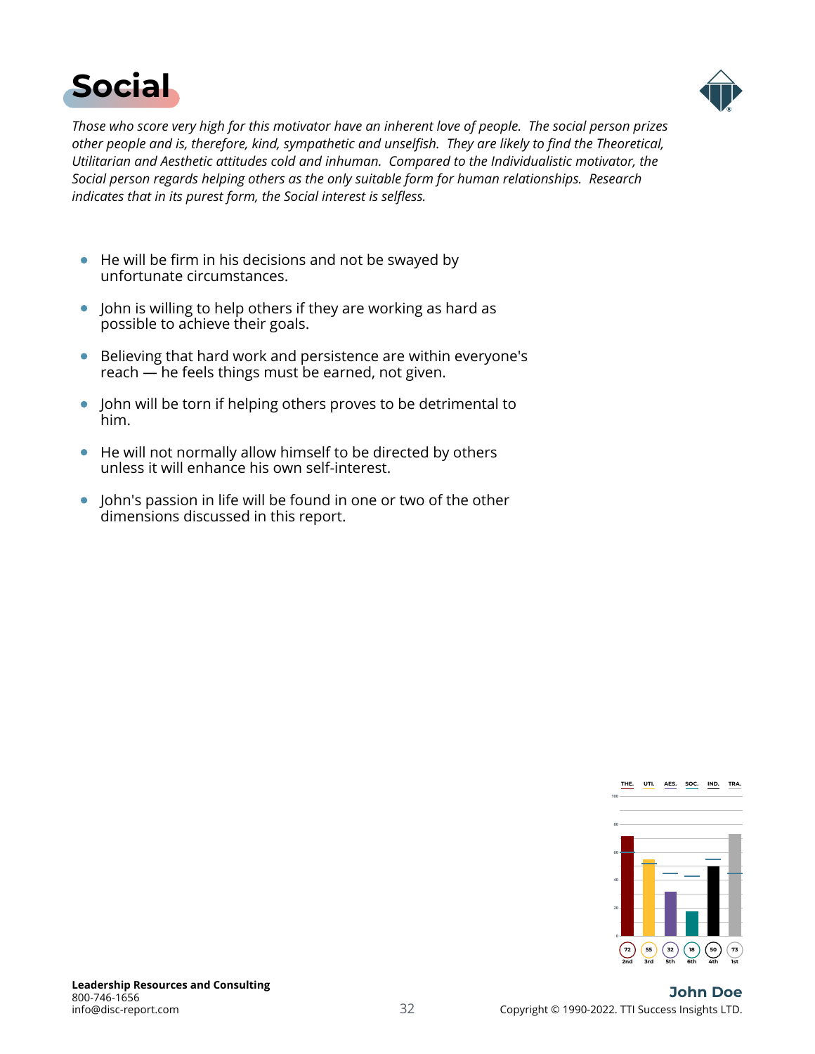# Social

*Those who score very high for this motivator have an inherent love of people. The social person prizes other people and is, therefore, kind, sympathetic and unselfish. They are likely to find the Theoretical, Utilitarian and Aesthetic attitudes cold and inhuman. Compared to the Individualistic motivator, the Social person regards helping others as the only suitable form for human relationships. Research indicates that in its purest form, the Social interest is selfless.*

- He will be firm in his decisions and not be swayed by unfortunate circumstances.
- John is willing to help others if they are working as hard as possible to achieve their goals.
- Believing that hard work and persistence are within everyone's reach — he feels things must be earned, not given.
- John will be torn if helping others proves to be detrimental to him.
- He will not normally allow himself to be directed by others unless it will enhance his own self-interest.
- John's passion in life will be found in one or two of the other dimensions discussed in this report.

| THE. | UTI. | AES. | SOC. | IND. | TRA. |
|---|---|---|---|---|---|
| 72 | 55 | 32 | 18 | 50 | 73 |
| 2nd | 3rd | 5th | 6th | 4th | 1st |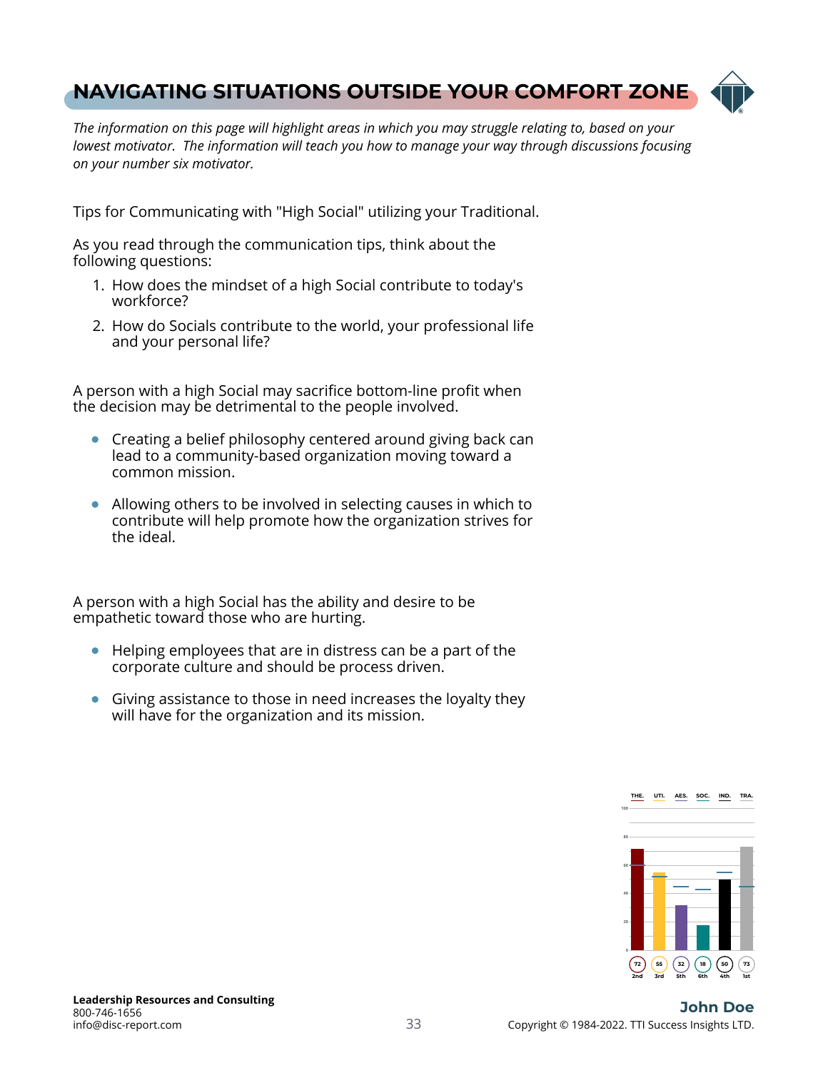# NAVIGATING SITUATIONS OUTSIDE YOUR COMFORT ZONE

*The information on this page will highlight areas in which you may struggle relating to, based on your lowest motivator. The information will teach you how to manage your way through discussions focusing on your number six motivator.*

Tips for Communicating with "High Social" utilizing your Traditional.

As you read through the communication tips, think about the following questions:

1. How does the mindset of a high Social contribute to today's workforce?
2. How do Socials contribute to the world, your professional life and your personal life?

A person with a high Social may sacrifice bottom-line profit when the decision may be detrimental to the people involved.

- Creating a belief philosophy centered around giving back can lead to a community-based organization moving toward a common mission.
- Allowing others to be involved in selecting causes in which to contribute will help promote how the organization strives for the ideal.

A person with a high Social has the ability and desire to be empathetic toward those who are hurting.

- Helping employees that are in distress can be a part of the corporate culture and should be process driven.
- Giving assistance to those in need increases the loyalty they will have for the organization and its mission.

| THE. | UTI. | AES. | SOC. | IND. | TRA. |
|---|---|---|---|---|---|
| 72 | 55 | 32 | 18 | 50 | 73 |
| 2nd | 3rd | 5th | 6th | 4th | 1st |

**John Doe**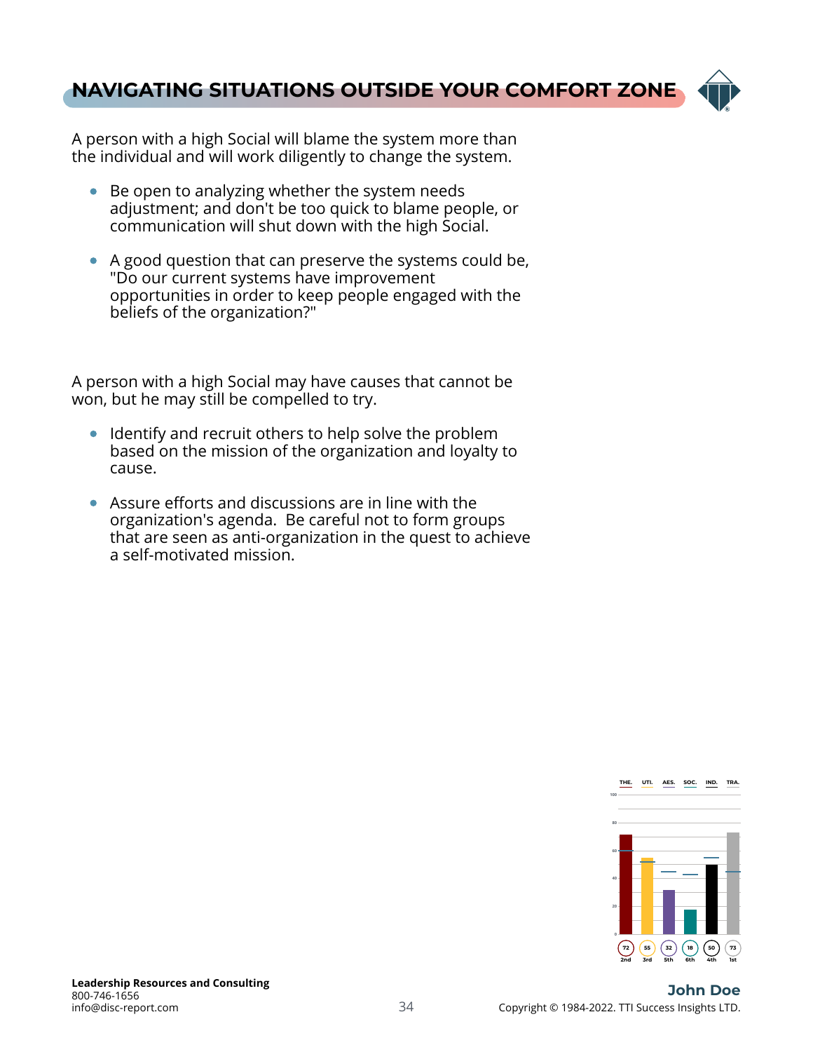## NAVIGATING SITUATIONS OUTSIDE YOUR COMFORT ZONE

A person with a high Social will blame the system more than the individual and will work diligently to change the system.

- Be open to analyzing whether the system needs adjustment; and don't be too quick to blame people, or communication will shut down with the high Social.
- A good question that can preserve the systems could be, "Do our current systems have improvement opportunities in order to keep people engaged with the beliefs of the organization?"

A person with a high Social may have causes that cannot be won, but he may still be compelled to try.

- Identify and recruit others to help solve the problem based on the mission of the organization and loyalty to cause.
- Assure efforts and discussions are in line with the organization's agenda.  Be careful not to form groups that are seen as anti-organization in the quest to achieve a self-motivated mission.

| THE. | UTI. | AES. | SOC. | IND. | TRA. |
|---|---|---|---|---|---|
| 72 | 55 | 32 | 18 | 50 | 73 |
| 2nd | 3rd | 5th | 6th | 4th | 1st |

**John Doe**

Leadership Resources and Consulting
800-746-1656
info@disc-report.com

Copyright © 1984-2022. TTI Success Insights LTD.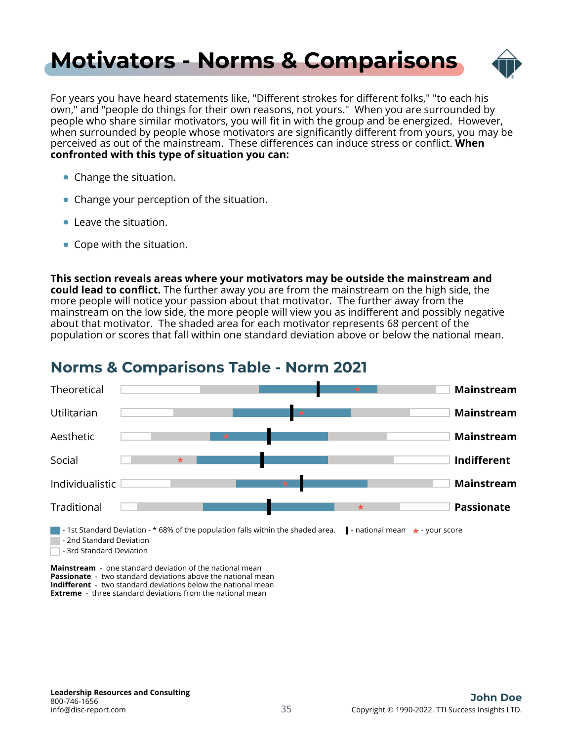# Motivators - Norms & Comparisons

For years you have heard statements like, "Different strokes for different folks," "to each his own," and "people do things for their own reasons, not yours." When you are surrounded by people who share similar motivators, you will fit in with the group and be energized. However, when surrounded by people whose motivators are significantly different from yours, you may be perceived as out of the mainstream. These differences can induce stress or conflict. **When confronted with this type of situation you can:**

- Change the situation.
- Change your perception of the situation.
- Leave the situation.
- Cope with the situation.

**This section reveals areas where your motivators may be outside the mainstream and could lead to conflict.** The further away you are from the mainstream on the high side, the more people will notice your passion about that motivator. The further away from the mainstream on the low side, the more people will view you as indifferent and possibly negative about that motivator. The shaded area for each motivator represents 68 percent of the population or scores that fall within one standard deviation above or below the national mean.

## Norms & Comparisons Table - Norm 2021

| Motivator | Result |
|---|---|
| Theoretical | **Mainstream** |
| Utilitarian | **Mainstream** |
| Aesthetic | **Mainstream** |
| Social | **Indifferent** |
| Individualistic | **Mainstream** |
| Traditional | **Passionate** |

- 1st Standard Deviation - * 68% of the population falls within the shaded area.
- 2nd Standard Deviation
- 3rd Standard Deviation

▌ - national mean ★ - your score

**Mainstream** - one standard deviation of the national mean
**Passionate** - two standard deviations above the national mean
**Indifferent** - two standard deviations below the national mean
**Extreme** - three standard deviations from the national mean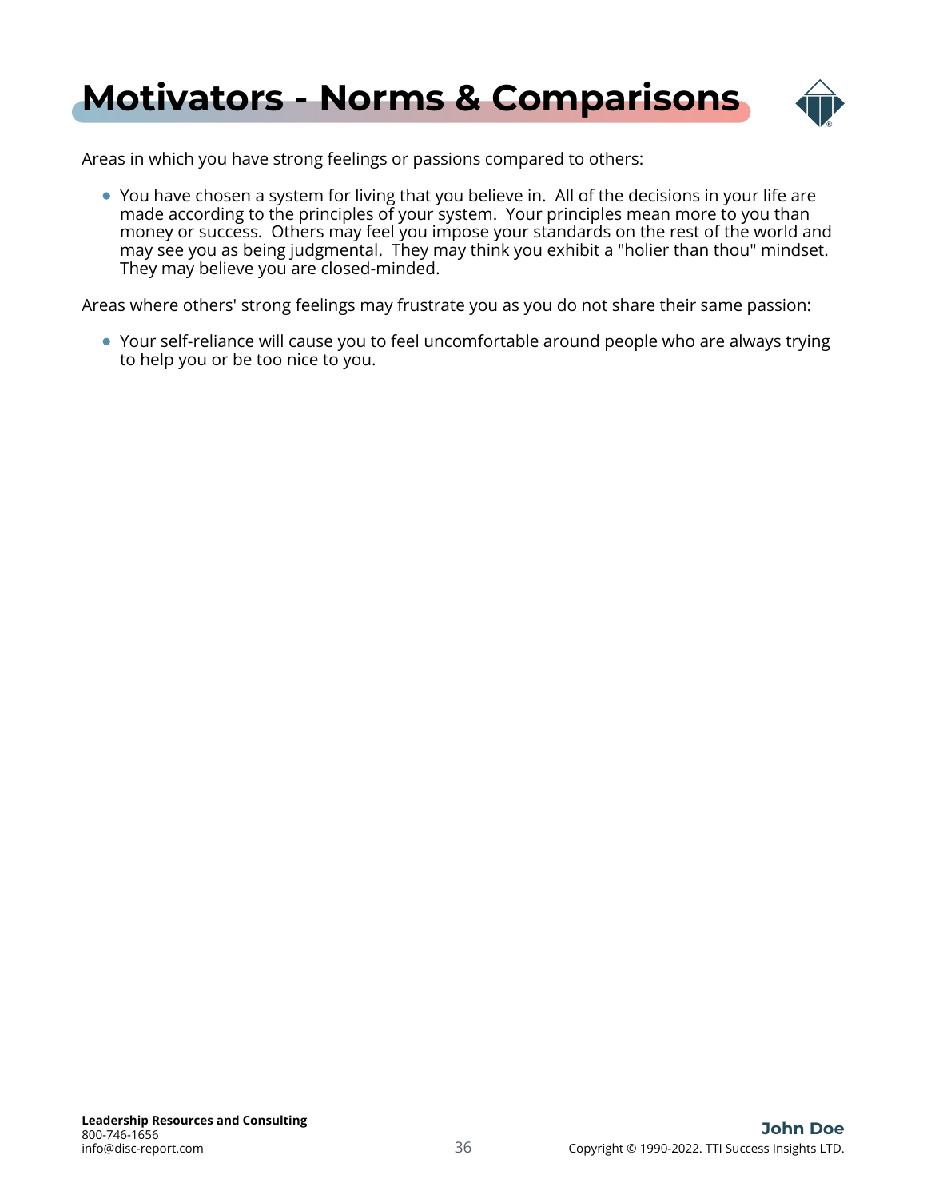# Motivators - Norms & Comparisons

Areas in which you have strong feelings or passions compared to others:

- You have chosen a system for living that you believe in. All of the decisions in your life are made according to the principles of your system. Your principles mean more to you than money or success. Others may feel you impose your standards on the rest of the world and may see you as being judgmental. They may think you exhibit a "holier than thou" mindset. They may believe you are closed-minded.

Areas where others' strong feelings may frustrate you as you do not share their same passion:

- Your self-reliance will cause you to feel uncomfortable around people who are always trying to help you or be too nice to you.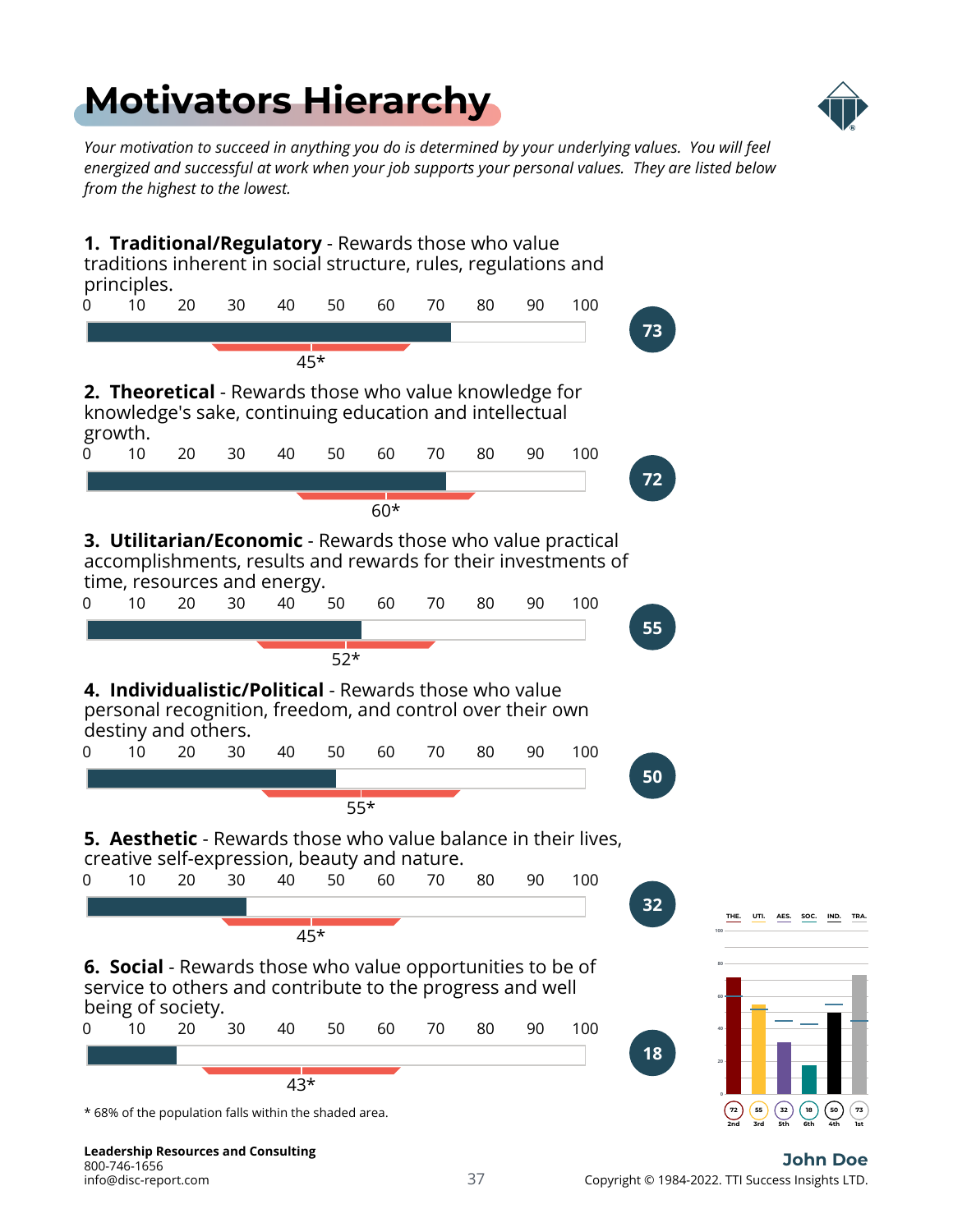# Motivators Hierarchy

*Your motivation to succeed in anything you do is determined by your underlying values. You will feel energized and successful at work when your job supports your personal values. They are listed below from the highest to the lowest.*

**1. Traditional/Regulatory** - Rewards those who value traditions inherent in social structure, rules, regulations and principles.

Score: **73** — 45*

**2. Theoretical** - Rewards those who value knowledge for knowledge's sake, continuing education and intellectual growth.

Score: **72** — 60*

**3. Utilitarian/Economic** - Rewards those who value practical accomplishments, results and rewards for their investments of time, resources and energy.

Score: **55** — 52*

**4. Individualistic/Political** - Rewards those who value personal recognition, freedom, and control over their own destiny and others.

Score: **50** — 55*

**5. Aesthetic** - Rewards those who value balance in their lives, creative self-expression, beauty and nature.

Score: **32** — 45*

**6. Social** - Rewards those who value opportunities to be of service to others and contribute to the progress and well being of society.

Score: **18** — 43*

| | THE. | UTI. | AES. | SOC. | IND. | TRA. |
|---|---|---|---|---|---|---|
| Score | 72 | 55 | 32 | 18 | 50 | 73 |
| Rank | 2nd | 3rd | 5th | 6th | 4th | 1st |

\* 68% of the population falls within the shaded area.

**Leadership Resources and Consulting**
800-746-1656
info@disc-report.com

**John Doe**
Copyright © 1984-2022. TTI Success Insights LTD.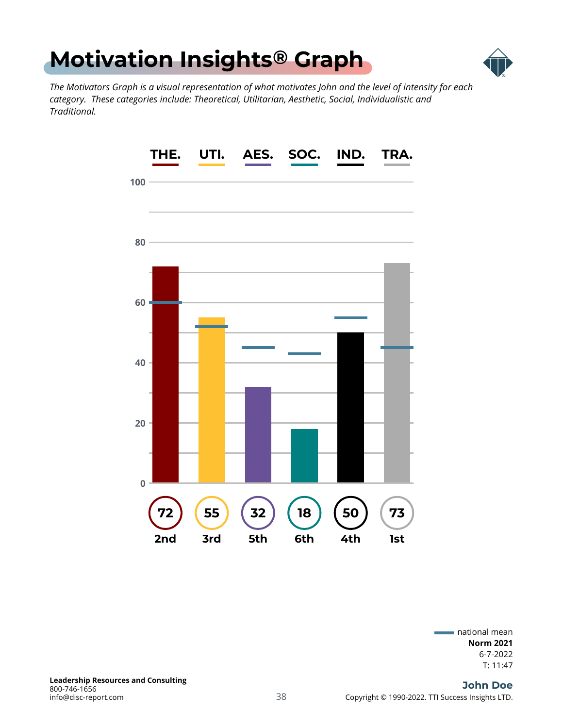# Motivation Insights® Graph

*The Motivators Graph is a visual representation of what motivates John and the level of intensity for each category. These categories include: Theoretical, Utilitarian, Aesthetic, Social, Individualistic and Traditional.*

| | THE. | UTI. | AES. | SOC. | IND. | TRA. |
|---|---|---|---|---|---|---|
| Score | 72 | 55 | 32 | 18 | 50 | 73 |
| Rank | 2nd | 3rd | 5th | 6th | 4th | 1st |

— national mean

**Norm 2021**

6-7-2022

T: 11:47

**John Doe**

Leadership Resources and Consulting
800-746-1656
info@disc-report.com

Copyright © 1990-2022. TTI Success Insights LTD.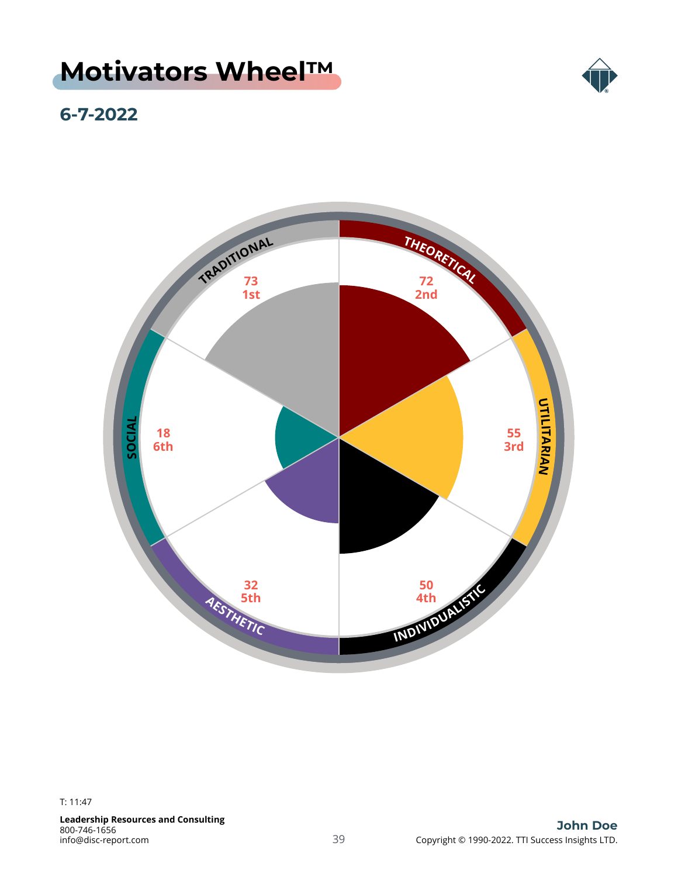# Motivators Wheel™

## 6-7-2022

TRADITIONAL
73
1st

THEORETICAL
72
2nd

UTILITARIAN
55
3rd

INDIVIDUALISTIC
50
4th

AESTHETIC
32
5th

SOCIAL
18
6th

T: 11:47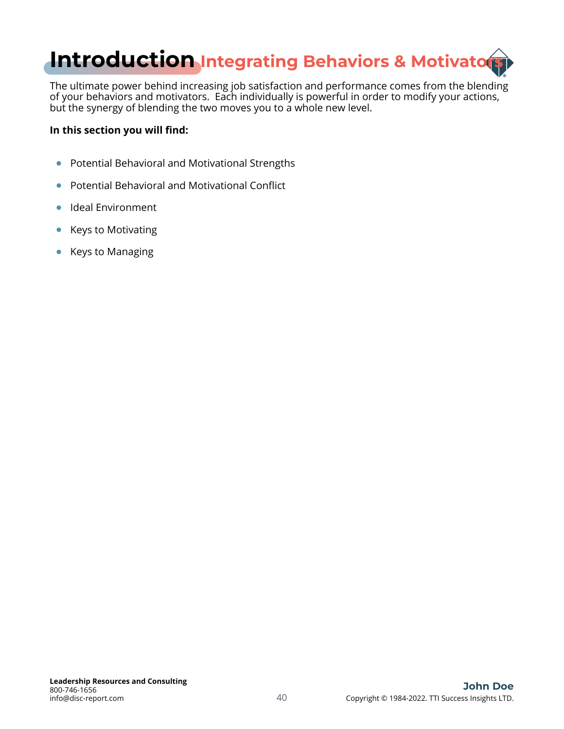# Introduction Integrating Behaviors & Motivators

The ultimate power behind increasing job satisfaction and performance comes from the blending of your behaviors and motivators. Each individually is powerful in order to modify your actions, but the synergy of blending the two moves you to a whole new level.

**In this section you will find:**

- Potential Behavioral and Motivational Strengths
- Potential Behavioral and Motivational Conflict
- Ideal Environment
- Keys to Motivating
- Keys to Managing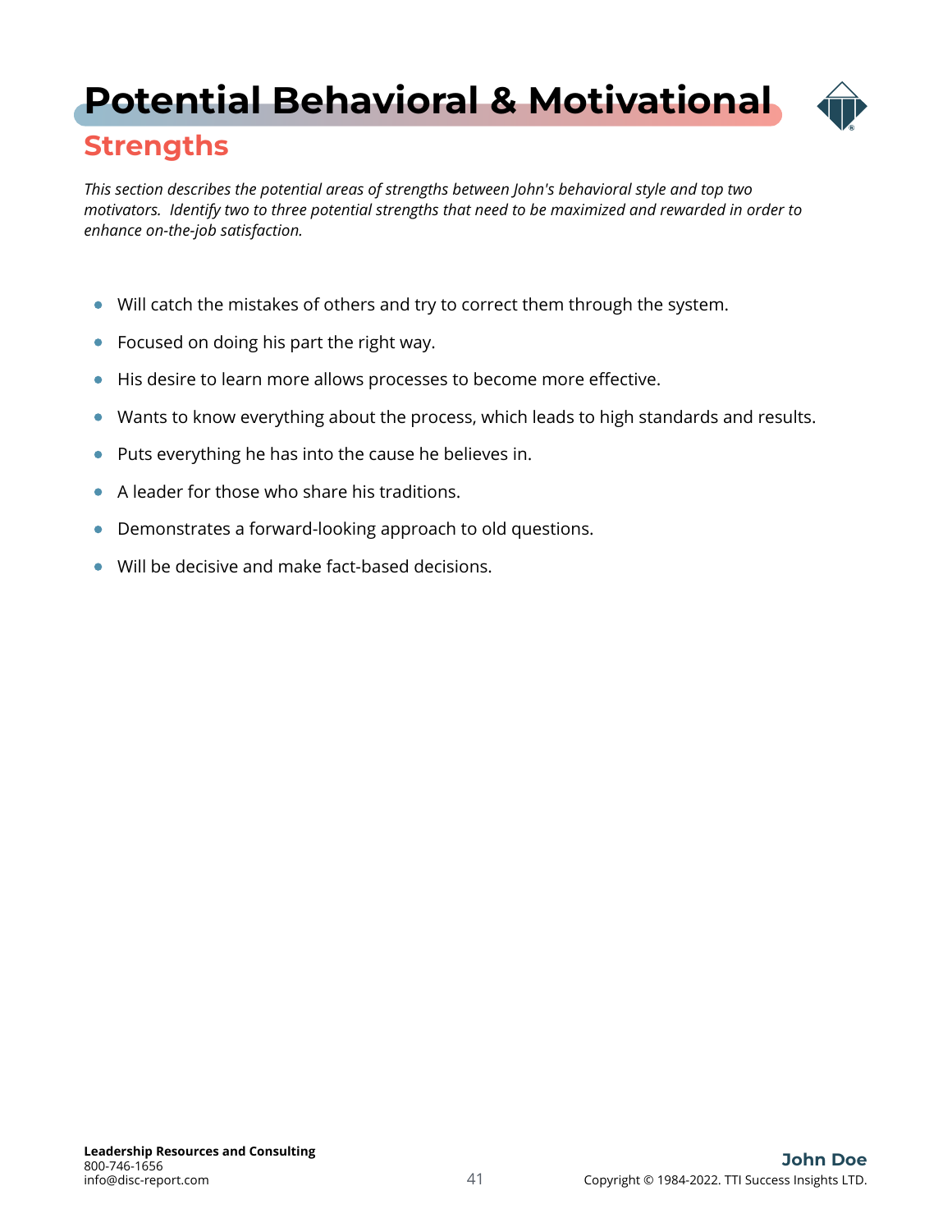# Potential Behavioral & Motivational

## Strengths

*This section describes the potential areas of strengths between John's behavioral style and top two motivators. Identify two to three potential strengths that need to be maximized and rewarded in order to enhance on-the-job satisfaction.*

- Will catch the mistakes of others and try to correct them through the system.
- Focused on doing his part the right way.
- His desire to learn more allows processes to become more effective.
- Wants to know everything about the process, which leads to high standards and results.
- Puts everything he has into the cause he believes in.
- A leader for those who share his traditions.
- Demonstrates a forward-looking approach to old questions.
- Will be decisive and make fact-based decisions.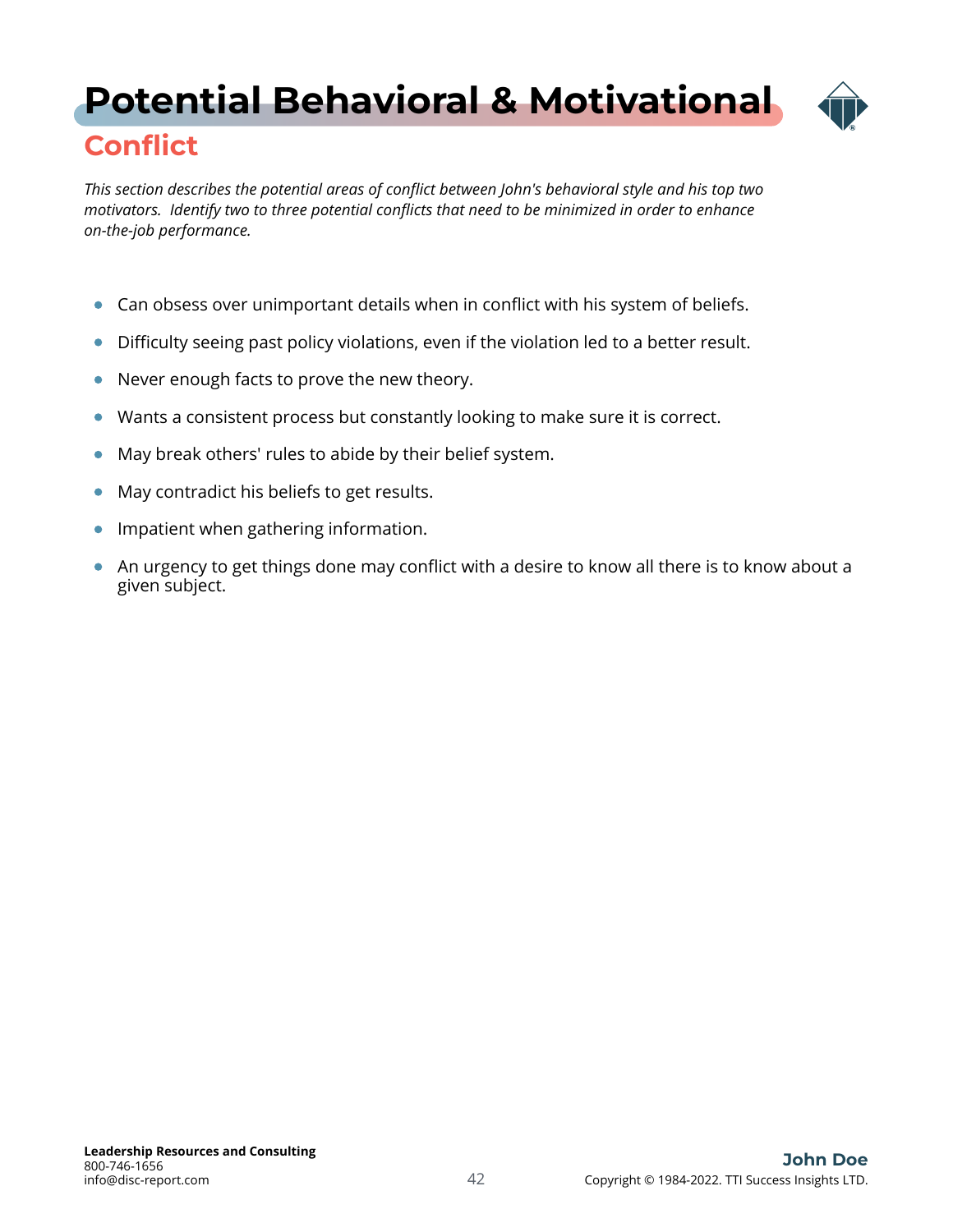# Potential Behavioral & Motivational

## Conflict

*This section describes the potential areas of conflict between John's behavioral style and his top two motivators. Identify two to three potential conflicts that need to be minimized in order to enhance on-the-job performance.*

- Can obsess over unimportant details when in conflict with his system of beliefs.
- Difficulty seeing past policy violations, even if the violation led to a better result.
- Never enough facts to prove the new theory.
- Wants a consistent process but constantly looking to make sure it is correct.
- May break others' rules to abide by their belief system.
- May contradict his beliefs to get results.
- Impatient when gathering information.
- An urgency to get things done may conflict with a desire to know all there is to know about a given subject.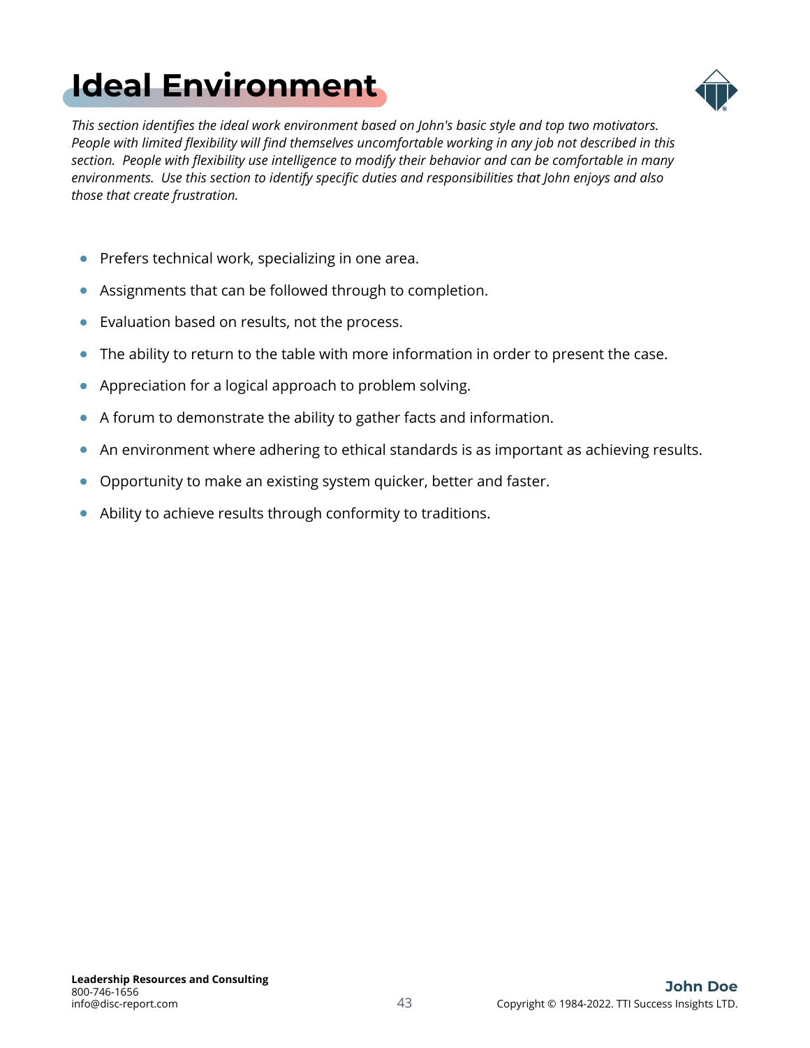# Ideal Environment

*This section identifies the ideal work environment based on John's basic style and top two motivators. People with limited flexibility will find themselves uncomfortable working in any job not described in this section. People with flexibility use intelligence to modify their behavior and can be comfortable in many environments. Use this section to identify specific duties and responsibilities that John enjoys and also those that create frustration.*

- Prefers technical work, specializing in one area.
- Assignments that can be followed through to completion.
- Evaluation based on results, not the process.
- The ability to return to the table with more information in order to present the case.
- Appreciation for a logical approach to problem solving.
- A forum to demonstrate the ability to gather facts and information.
- An environment where adhering to ethical standards is as important as achieving results.
- Opportunity to make an existing system quicker, better and faster.
- Ability to achieve results through conformity to traditions.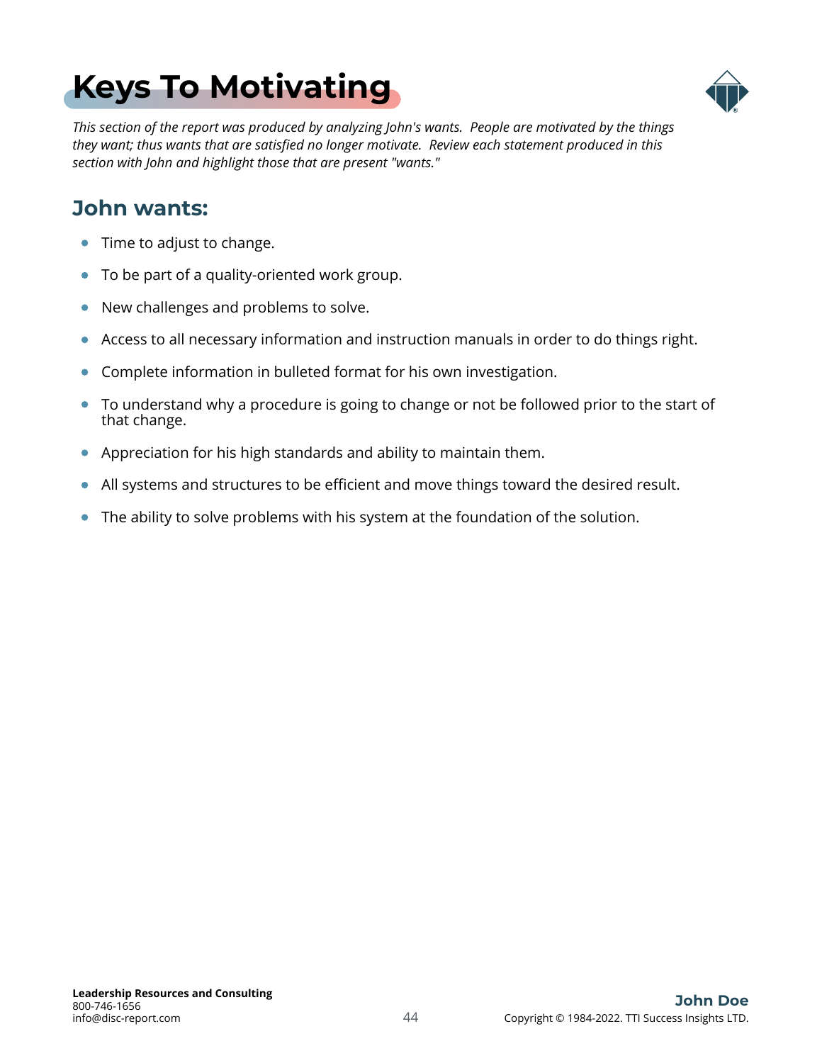# Keys To Motivating

*This section of the report was produced by analyzing John's wants. People are motivated by the things they want; thus wants that are satisfied no longer motivate. Review each statement produced in this section with John and highlight those that are present "wants."*

## John wants:

- Time to adjust to change.
- To be part of a quality-oriented work group.
- New challenges and problems to solve.
- Access to all necessary information and instruction manuals in order to do things right.
- Complete information in bulleted format for his own investigation.
- To understand why a procedure is going to change or not be followed prior to the start of that change.
- Appreciation for his high standards and ability to maintain them.
- All systems and structures to be efficient and move things toward the desired result.
- The ability to solve problems with his system at the foundation of the solution.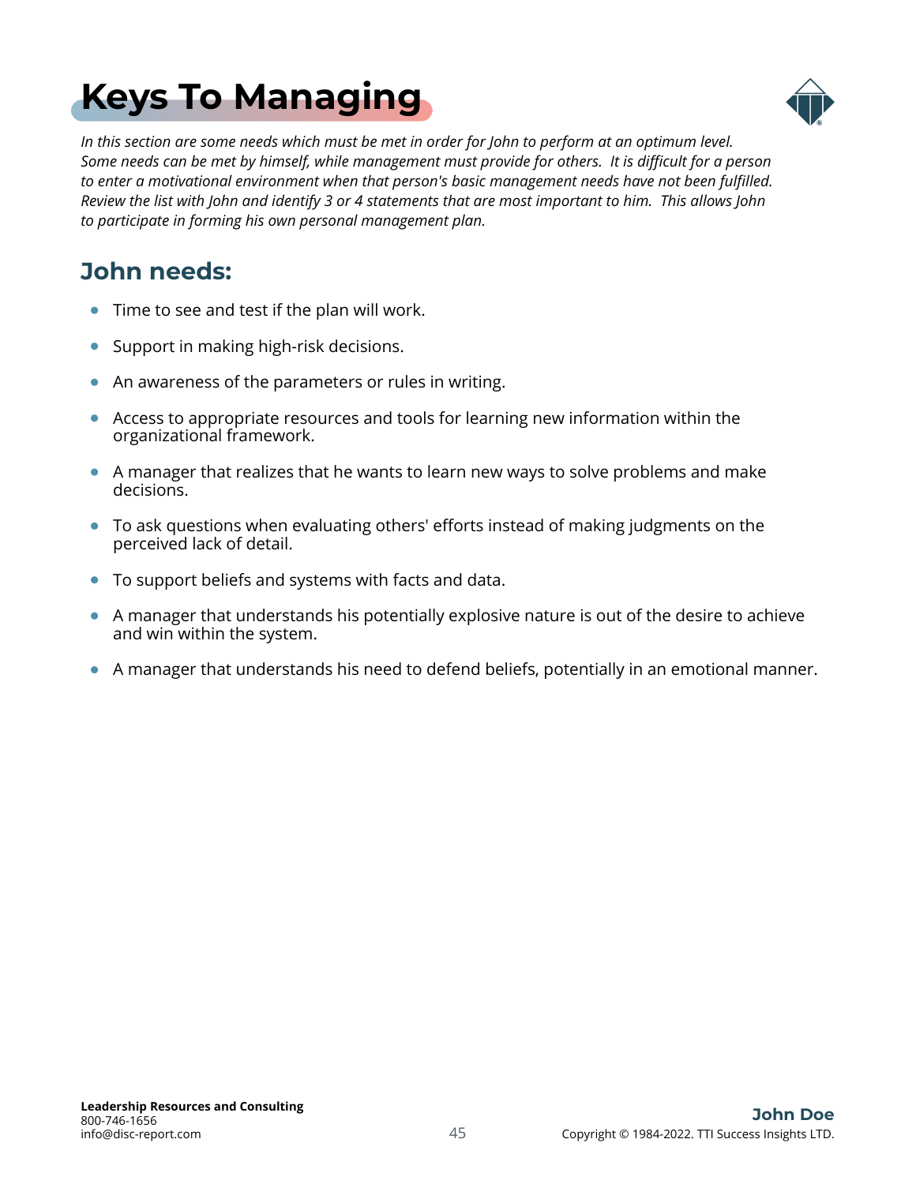# Keys To Managing

*In this section are some needs which must be met in order for John to perform at an optimum level. Some needs can be met by himself, while management must provide for others. It is difficult for a person to enter a motivational environment when that person's basic management needs have not been fulfilled. Review the list with John and identify 3 or 4 statements that are most important to him. This allows John to participate in forming his own personal management plan.*

## John needs:

- Time to see and test if the plan will work.
- Support in making high-risk decisions.
- An awareness of the parameters or rules in writing.
- Access to appropriate resources and tools for learning new information within the organizational framework.
- A manager that realizes that he wants to learn new ways to solve problems and make decisions.
- To ask questions when evaluating others' efforts instead of making judgments on the perceived lack of detail.
- To support beliefs and systems with facts and data.
- A manager that understands his potentially explosive nature is out of the desire to achieve and win within the system.
- A manager that understands his need to defend beliefs, potentially in an emotional manner.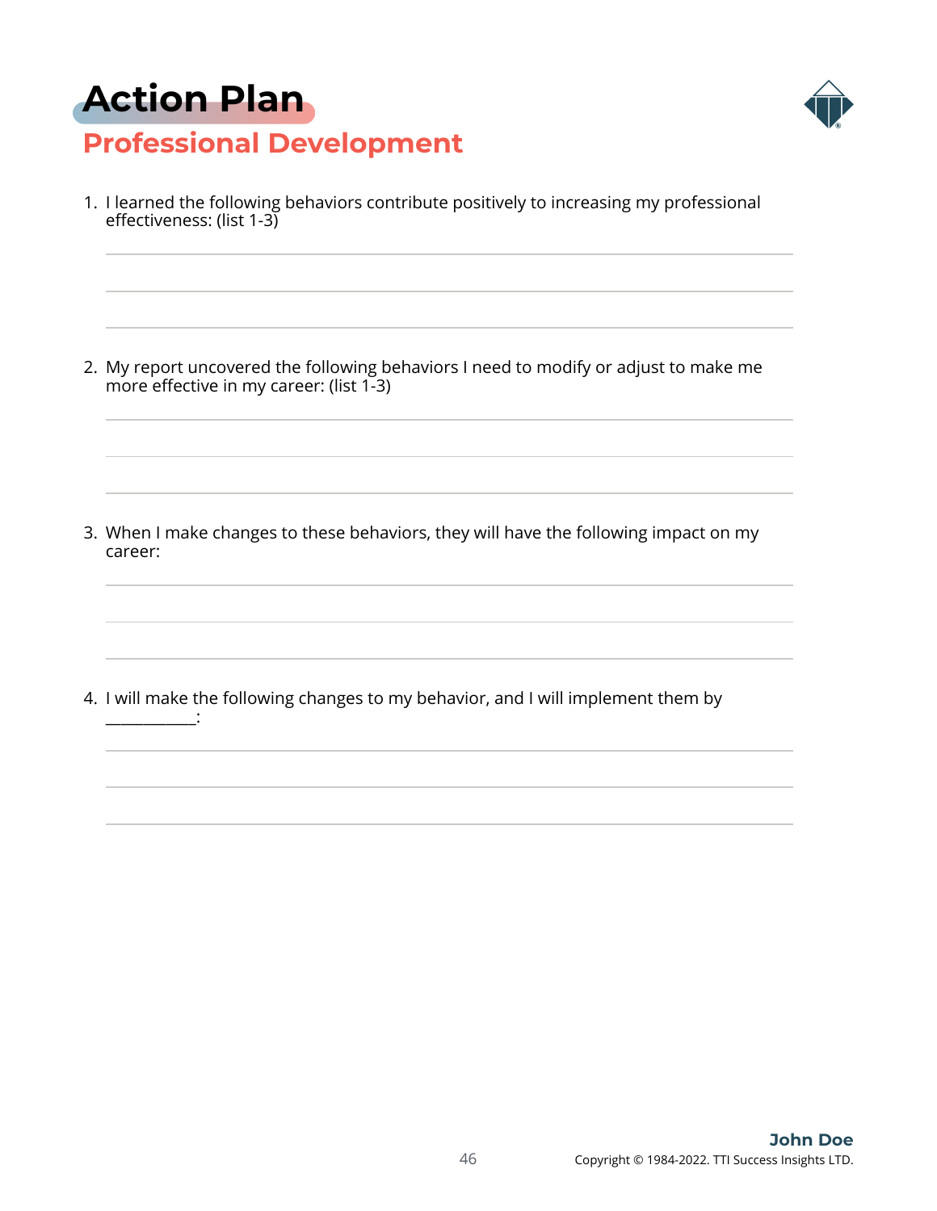# Action Plan

## Professional Development

1. I learned the following behaviors contribute positively to increasing my professional effectiveness: (list 1-3)

2. My report uncovered the following behaviors I need to modify or adjust to make me more effective in my career: (list 1-3)

3. When I make changes to these behaviors, they will have the following impact on my career:

4. I will make the following changes to my behavior, and I will implement them by ___________: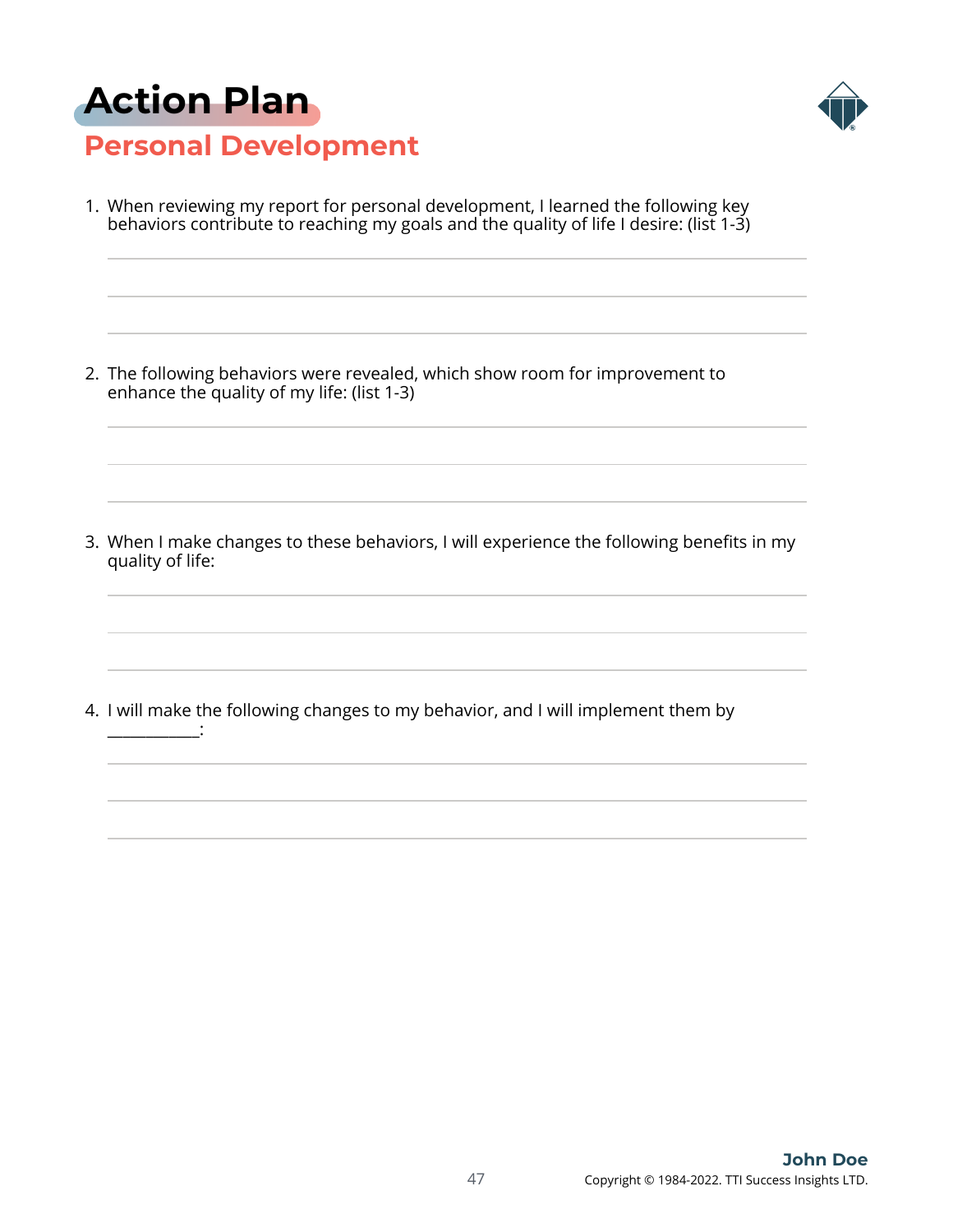# Action Plan

## Personal Development

1. When reviewing my report for personal development, I learned the following key behaviors contribute to reaching my goals and the quality of life I desire: (list 1-3)

2. The following behaviors were revealed, which show room for improvement to enhance the quality of my life: (list 1-3)

3. When I make changes to these behaviors, I will experience the following benefits in my quality of life:

4. I will make the following changes to my behavior, and I will implement them by ___________:

**John Doe**

Copyright © 1984-2022. TTI Success Insights LTD.